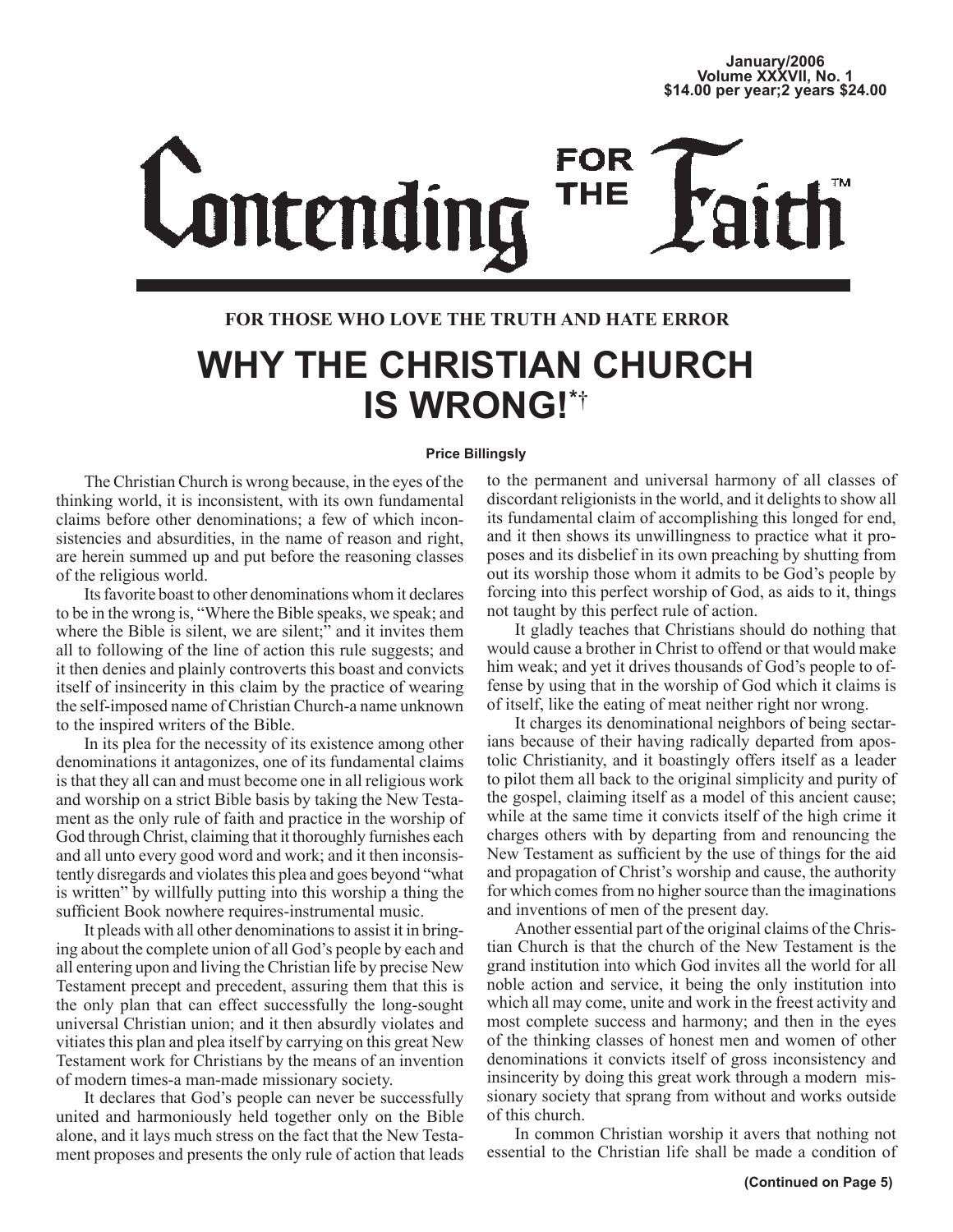January/2006
Volume XXXVII, No. 1
$14.00 per year;2 years $24.00

# Contending FOR THE Faith™

**FOR THOSE WHO LOVE THE TRUTH AND HATE ERROR**

# WHY THE CHRISTIAN CHURCH IS WRONG!*†

**Price Billingsly**

The Christian Church is wrong because, in the eyes of the thinking world, it is inconsistent, with its own fundamental claims before other denominations; a few of which inconsistencies and absurdities, in the name of reason and right, are herein summed up and put before the reasoning classes of the religious world.

Its favorite boast to other denominations whom it declares to be in the wrong is, "Where the Bible speaks, we speak; and where the Bible is silent, we are silent;" and it invites them all to following of the line of action this rule suggests; and it then denies and plainly controverts this boast and convicts itself of insincerity in this claim by the practice of wearing the self-imposed name of Christian Church-a name unknown to the inspired writers of the Bible.

In its plea for the necessity of its existence among other denominations it antagonizes, one of its fundamental claims is that they all can and must become one in all religious work and worship on a strict Bible basis by taking the New Testament as the only rule of faith and practice in the worship of God through Christ, claiming that it thoroughly furnishes each and all unto every good word and work; and it then inconsistently disregards and violates this plea and goes beyond "what is written" by willfully putting into this worship a thing the sufficient Book nowhere requires-instrumental music.

It pleads with all other denominations to assist it in bringing about the complete union of all God's people by each and all entering upon and living the Christian life by precise New Testament precept and precedent, assuring them that this is the only plan that can effect successfully the long-sought universal Christian union; and it then absurdly violates and vitiates this plan and plea itself by carrying on this great New Testament work for Christians by the means of an invention of modern times-a man-made missionary society.

It declares that God's people can never be successfully united and harmoniously held together only on the Bible alone, and it lays much stress on the fact that the New Testament proposes and presents the only rule of action that leads to the permanent and universal harmony of all classes of discordant religionists in the world, and it delights to show all its fundamental claim of accomplishing this longed for end, and it then shows its unwillingness to practice what it proposes and its disbelief in its own preaching by shutting from out its worship those whom it admits to be God's people by forcing into this perfect worship of God, as aids to it, things not taught by this perfect rule of action.

It gladly teaches that Christians should do nothing that would cause a brother in Christ to offend or that would make him weak; and yet it drives thousands of God's people to offense by using that in the worship of God which it claims is of itself, like the eating of meat neither right nor wrong.

It charges its denominational neighbors of being sectarians because of their having radically departed from apostolic Christianity, and it boastingly offers itself as a leader to pilot them all back to the original simplicity and purity of the gospel, claiming itself as a model of this ancient cause; while at the same time it convicts itself of the high crime it charges others with by departing from and renouncing the New Testament as sufficient by the use of things for the aid and propagation of Christ's worship and cause, the authority for which comes from no higher source than the imaginations and inventions of men of the present day.

Another essential part of the original claims of the Christian Church is that the church of the New Testament is the grand institution into which God invites all the world for all noble action and service, it being the only institution into which all may come, unite and work in the freest activity and most complete success and harmony; and then in the eyes of the thinking classes of honest men and women of other denominations it convicts itself of gross inconsistency and insincerity by doing this great work through a modern missionary society that sprang from without and works outside of this church.

In common Christian worship it avers that nothing not essential to the Christian life shall be made a condition of

**(Continued on Page 5)**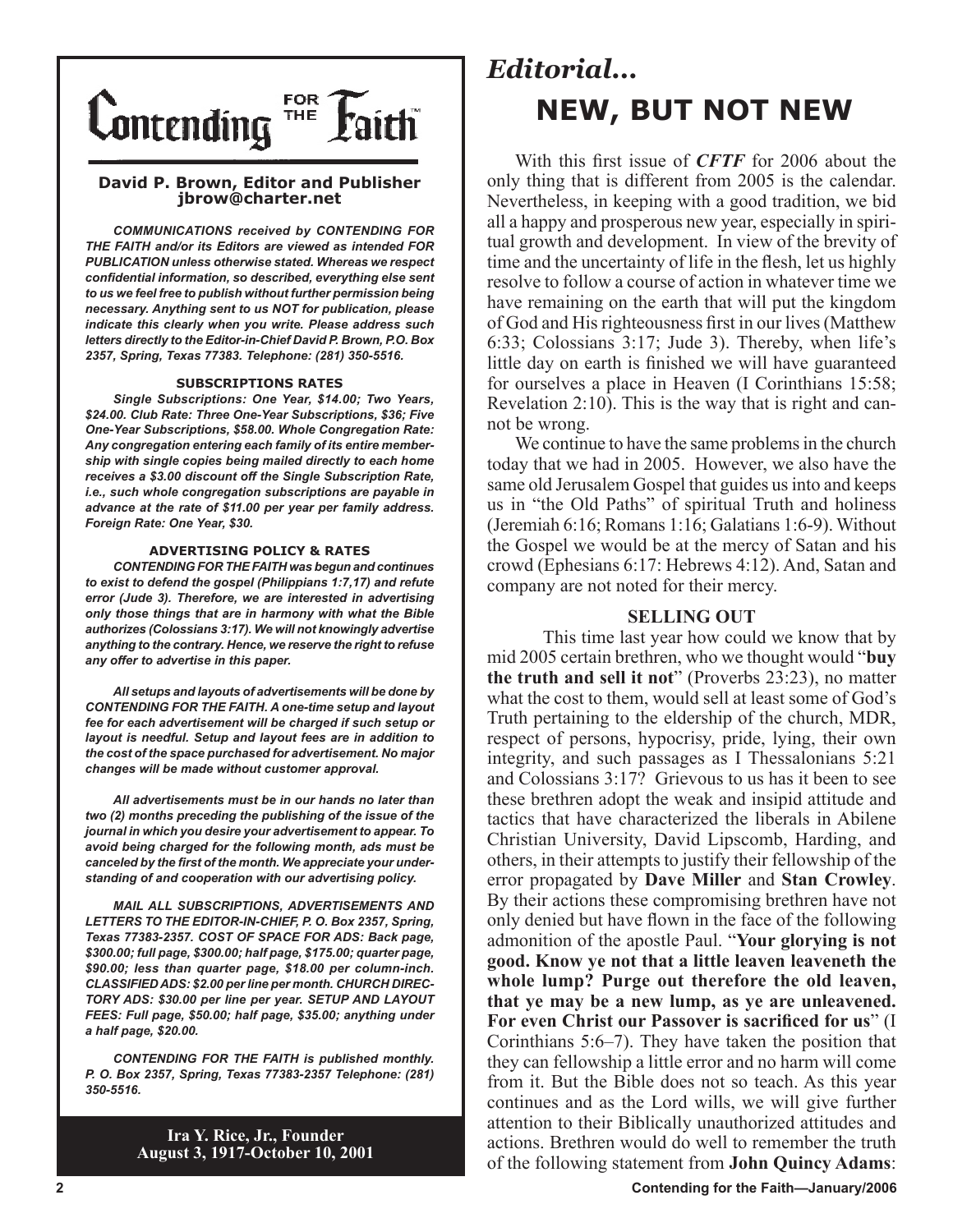# Contending for the Faith

**David P. Brown, Editor and Publisher**
**jbrow@charter.net**

***COMMUNICATIONS received by CONTENDING FOR THE FAITH and/or its Editors are viewed as intended FOR PUBLICATION unless otherwise stated. Whereas we respect confidential information, so described, everything else sent to us we feel free to publish without further permission being necessary. Anything sent to us NOT for publication, please indicate this clearly when you write. Please address such letters directly to the Editor-in-Chief David P. Brown, P.O. Box 2357, Spring, Texas 77383. Telephone: (281) 350-5516.***

**SUBSCRIPTIONS RATES**

***Single Subscriptions: One Year, $14.00; Two Years, $24.00. Club Rate: Three One-Year Subscriptions, $36; Five One-Year Subscriptions, $58.00. Whole Congregation Rate: Any congregation entering each family of its entire membership with single copies being mailed directly to each home receives a $3.00 discount off the Single Subscription Rate, i.e., such whole congregation subscriptions are payable in advance at the rate of $11.00 per year per family address. Foreign Rate: One Year, $30.***

**ADVERTISING POLICY & RATES**

***CONTENDING FOR THE FAITH was begun and continues to exist to defend the gospel (Philippians 1:7,17) and refute error (Jude 3). Therefore, we are interested in advertising only those things that are in harmony with what the Bible authorizes (Colossians 3:17). We will not knowingly advertise anything to the contrary. Hence, we reserve the right to refuse any offer to advertise in this paper.***

***All setups and layouts of advertisements will be done by CONTENDING FOR THE FAITH. A one-time setup and layout fee for each advertisement will be charged if such setup or layout is needful. Setup and layout fees are in addition to the cost of the space purchased for advertisement. No major changes will be made without customer approval.***

***All advertisements must be in our hands no later than two (2) months preceding the publishing of the issue of the journal in which you desire your advertisement to appear. To avoid being charged for the following month, ads must be canceled by the first of the month. We appreciate your understanding of and cooperation with our advertising policy.***

***MAIL ALL SUBSCRIPTIONS, ADVERTISEMENTS AND LETTERS TO THE EDITOR-IN-CHIEF, P. O. Box 2357, Spring, Texas 77383-2357. COST OF SPACE FOR ADS: Back page, $300.00; full page, $300.00; half page, $175.00; quarter page, $90.00; less than quarter page, $18.00 per column-inch. CLASSIFIED ADS: $2.00 per line per month. CHURCH DIRECTORY ADS: $30.00 per line per year. SETUP AND LAYOUT FEES: Full page, $50.00; half page, $35.00; anything under a half page, $20.00.***

***CONTENDING FOR THE FAITH is published monthly. P. O. Box 2357, Spring, Texas 77383-2357 Telephone: (281) 350-5516.***

**Ira Y. Rice, Jr., Founder**
**August 3, 1917-October 10, 2001**

## *Editorial...*

# NEW, BUT NOT NEW

With this first issue of ***CFTF*** for 2006 about the only thing that is different from 2005 is the calendar. Nevertheless, in keeping with a good tradition, we bid all a happy and prosperous new year, especially in spiritual growth and development. In view of the brevity of time and the uncertainty of life in the flesh, let us highly resolve to follow a course of action in whatever time we have remaining on the earth that will put the kingdom of God and His righteousness first in our lives (Matthew 6:33; Colossians 3:17; Jude 3). Thereby, when life's little day on earth is finished we will have guaranteed for ourselves a place in Heaven (I Corinthians 15:58; Revelation 2:10). This is the way that is right and cannot be wrong.

We continue to have the same problems in the church today that we had in 2005. However, we also have the same old Jerusalem Gospel that guides us into and keeps us in "the Old Paths" of spiritual Truth and holiness (Jeremiah 6:16; Romans 1:16; Galatians 1:6-9). Without the Gospel we would be at the mercy of Satan and his crowd (Ephesians 6:17: Hebrews 4:12). And, Satan and company are not noted for their mercy.

### SELLING OUT

This time last year how could we know that by mid 2005 certain brethren, who we thought would "**buy the truth and sell it not**" (Proverbs 23:23), no matter what the cost to them, would sell at least some of God's Truth pertaining to the eldership of the church, MDR, respect of persons, hypocrisy, pride, lying, their own integrity, and such passages as I Thessalonians 5:21 and Colossians 3:17? Grievous to us has it been to see these brethren adopt the weak and insipid attitude and tactics that have characterized the liberals in Abilene Christian University, David Lipscomb, Harding, and others, in their attempts to justify their fellowship of the error propagated by **Dave Miller** and **Stan Crowley**. By their actions these compromising brethren have not only denied but have flown in the face of the following admonition of the apostle Paul. "**Your glorying is not good. Know ye not that a little leaven leaveneth the whole lump? Purge out therefore the old leaven, that ye may be a new lump, as ye are unleavened. For even Christ our Passover is sacrificed for us**" (I Corinthians 5:6–7). They have taken the position that they can fellowship a little error and no harm will come from it. But the Bible does not so teach. As this year continues and as the Lord wills, we will give further attention to their Biblically unauthorized attitudes and actions. Brethren would do well to remember the truth of the following statement from **John Quincy Adams**: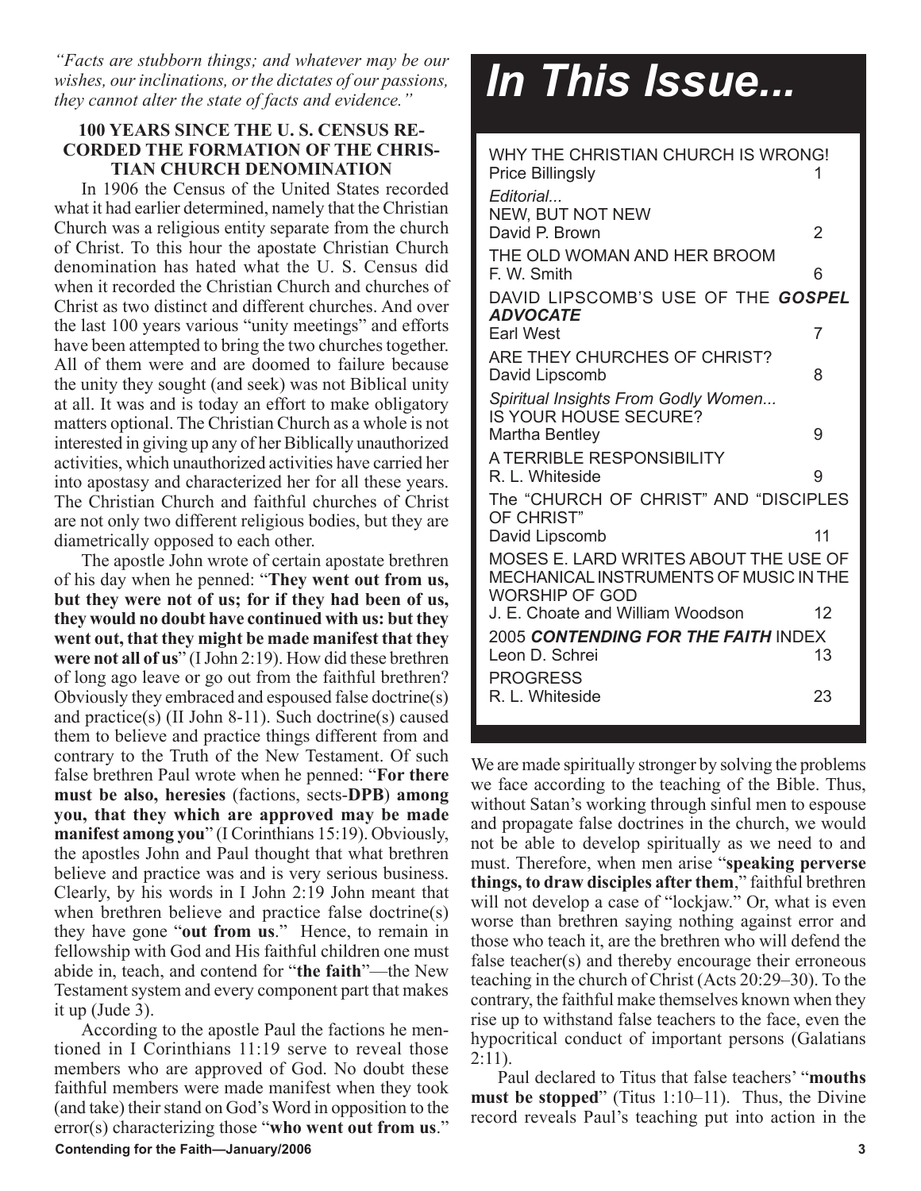*"Facts are stubborn things; and whatever may be our wishes, our inclinations, or the dictates of our passions, they cannot alter the state of facts and evidence."*

**100 YEARS SINCE THE U. S. CENSUS RECORDED THE FORMATION OF THE CHRISTIAN CHURCH DENOMINATION**

In 1906 the Census of the United States recorded what it had earlier determined, namely that the Christian Church was a religious entity separate from the church of Christ. To this hour the apostate Christian Church denomination has hated what the U. S. Census did when it recorded the Christian Church and churches of Christ as two distinct and different churches. And over the last 100 years various "unity meetings" and efforts have been attempted to bring the two churches together. All of them were and are doomed to failure because the unity they sought (and seek) was not Biblical unity at all. It was and is today an effort to make obligatory matters optional. The Christian Church as a whole is not interested in giving up any of her Biblically unauthorized activities, which unauthorized activities have carried her into apostasy and characterized her for all these years. The Christian Church and faithful churches of Christ are not only two different religious bodies, but they are diametrically opposed to each other.

The apostle John wrote of certain apostate brethren of his day when he penned: "**They went out from us, but they were not of us; for if they had been of us, they would no doubt have continued with us: but they went out, that they might be made manifest that they were not all of us**" (I John 2:19). How did these brethren of long ago leave or go out from the faithful brethren? Obviously they embraced and espoused false doctrine(s) and practice(s) (II John 8-11). Such doctrine(s) caused them to believe and practice things different from and contrary to the Truth of the New Testament. Of such false brethren Paul wrote when he penned: "**For there must be also, heresies** (factions, sects-**DPB**) **among you, that they which are approved may be made manifest among you**" (I Corinthians 15:19). Obviously, the apostles John and Paul thought that what brethren believe and practice was and is very serious business. Clearly, by his words in I John 2:19 John meant that when brethren believe and practice false doctrine(s) they have gone "**out from us**." Hence, to remain in fellowship with God and His faithful children one must abide in, teach, and contend for "**the faith**"—the New Testament system and every component part that makes it up (Jude 3).

According to the apostle Paul the factions he mentioned in I Corinthians 11:19 serve to reveal those members who are approved of God. No doubt these faithful members were made manifest when they took (and take) their stand on God's Word in opposition to the error(s) characterizing those "**who went out from us**."

# *In This Issue...*

| | |
|---|---|
| WHY THE CHRISTIAN CHURCH IS WRONG!<br>Price Billingsly | 1 |
| *Editorial...*<br>NEW, BUT NOT NEW<br>David P. Brown | 2 |
| THE OLD WOMAN AND HER BROOM<br>F. W. Smith | 6 |
| DAVID LIPSCOMB'S USE OF THE ***GOSPEL ADVOCATE***<br>Earl West | 7 |
| ARE THEY CHURCHES OF CHRIST?<br>David Lipscomb | 8 |
| *Spiritual Insights From Godly Women...*<br>IS YOUR HOUSE SECURE?<br>Martha Bentley | 9 |
| A TERRIBLE RESPONSIBILITY<br>R. L. Whiteside | 9 |
| The "CHURCH OF CHRIST" AND "DISCIPLES OF CHRIST"<br>David Lipscomb | 11 |
| MOSES E. LARD WRITES ABOUT THE USE OF MECHANICAL INSTRUMENTS OF MUSIC IN THE WORSHIP OF GOD<br>J. E. Choate and William Woodson | 12 |
| 2005 ***CONTENDING FOR THE FAITH*** INDEX<br>Leon D. Schrei | 13 |
| PROGRESS<br>R. L. Whiteside | 23 |

We are made spiritually stronger by solving the problems we face according to the teaching of the Bible. Thus, without Satan's working through sinful men to espouse and propagate false doctrines in the church, we would not be able to develop spiritually as we need to and must. Therefore, when men arise "**speaking perverse things, to draw disciples after them**," faithful brethren will not develop a case of "lockjaw." Or, what is even worse than brethren saying nothing against error and those who teach it, are the brethren who will defend the false teacher(s) and thereby encourage their erroneous teaching in the church of Christ (Acts 20:29–30). To the contrary, the faithful make themselves known when they rise up to withstand false teachers to the face, even the hypocritical conduct of important persons (Galatians 2:11).

Paul declared to Titus that false teachers' "**mouths must be stopped**" (Titus 1:10–11). Thus, the Divine record reveals Paul's teaching put into action in the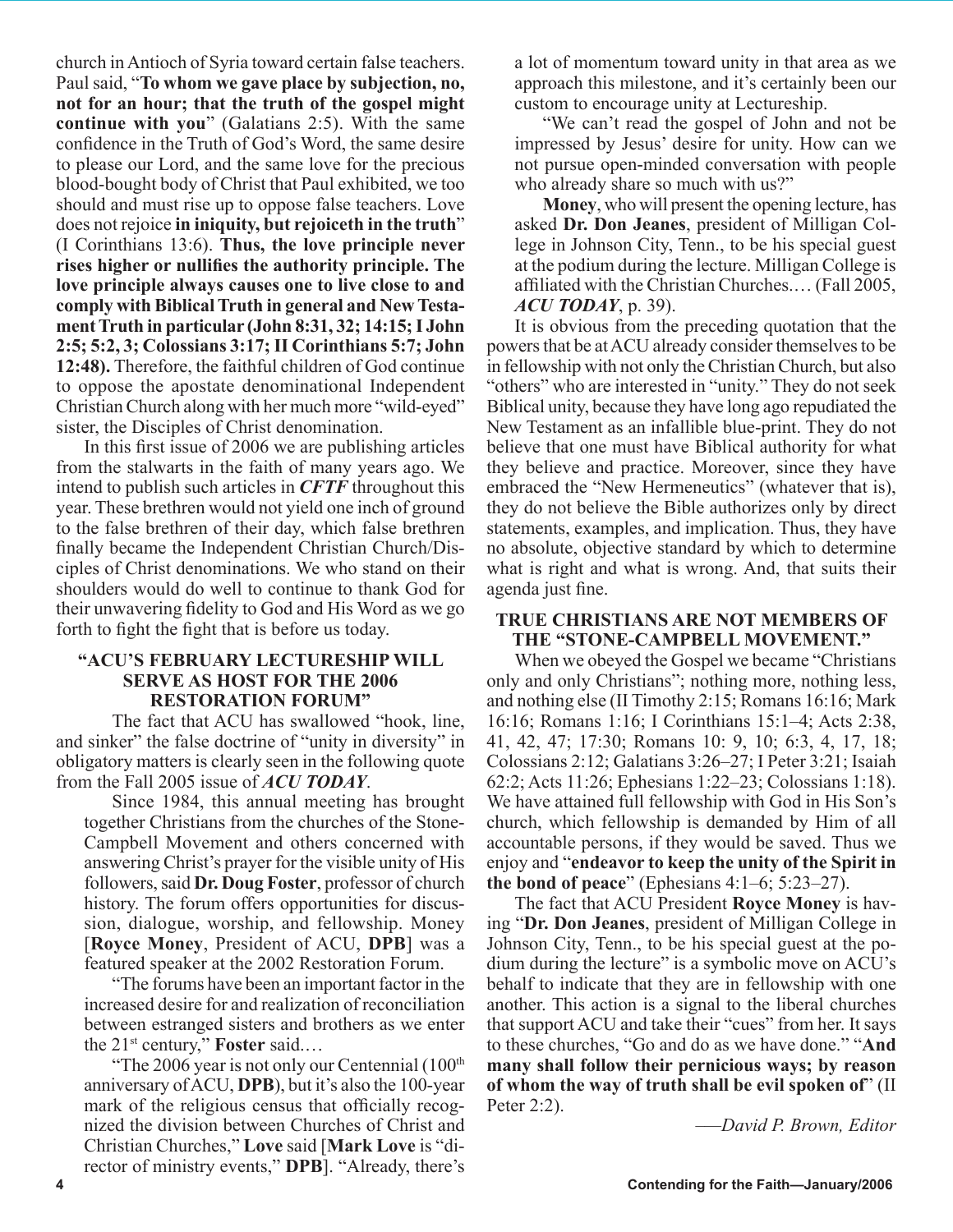church in Antioch of Syria toward certain false teachers. Paul said, "**To whom we gave place by subjection, no, not for an hour; that the truth of the gospel might continue with you**" (Galatians 2:5). With the same confidence in the Truth of God's Word, the same desire to please our Lord, and the same love for the precious blood-bought body of Christ that Paul exhibited, we too should and must rise up to oppose false teachers. Love does not rejoice **in iniquity, but rejoiceth in the truth**" (I Corinthians 13:6). **Thus, the love principle never rises higher or nullifies the authority principle. The love principle always causes one to live close to and comply with Biblical Truth in general and New Testament Truth in particular (John 8:31, 32; 14:15; I John 2:5; 5:2, 3; Colossians 3:17; II Corinthians 5:7; John 12:48).** Therefore, the faithful children of God continue to oppose the apostate denominational Independent Christian Church along with her much more "wild-eyed" sister, the Disciples of Christ denomination.

In this first issue of 2006 we are publishing articles from the stalwarts in the faith of many years ago. We intend to publish such articles in ***CFTF*** throughout this year. These brethren would not yield one inch of ground to the false brethren of their day, which false brethren finally became the Independent Christian Church/Disciples of Christ denominations. We who stand on their shoulders would do well to continue to thank God for their unwavering fidelity to God and His Word as we go forth to fight the fight that is before us today.

### "ACU'S FEBRUARY LECTURESHIP WILL SERVE AS HOST FOR THE 2006 RESTORATION FORUM"

The fact that ACU has swallowed "hook, line, and sinker" the false doctrine of "unity in diversity" in obligatory matters is clearly seen in the following quote from the Fall 2005 issue of ***ACU TODAY***.

> Since 1984, this annual meeting has brought together Christians from the churches of the Stone-Campbell Movement and others concerned with answering Christ's prayer for the visible unity of His followers, said **Dr. Doug Foster**, professor of church history. The forum offers opportunities for discussion, dialogue, worship, and fellowship. Money [**Royce Money**, President of ACU, **DPB**] was a featured speaker at the 2002 Restoration Forum.
>
> "The forums have been an important factor in the increased desire for and realization of reconciliation between estranged sisters and brothers as we enter the 21st century," **Foster** said.…
>
> "The 2006 year is not only our Centennial (100th anniversary of ACU, **DPB**), but it's also the 100-year mark of the religious census that officially recognized the division between Churches of Christ and Christian Churches," **Love** said [**Mark Love** is "director of ministry events," **DPB**]. "Already, there's a lot of momentum toward unity in that area as we approach this milestone, and it's certainly been our custom to encourage unity at Lectureship.
>
> "We can't read the gospel of John and not be impressed by Jesus' desire for unity. How can we not pursue open-minded conversation with people who already share so much with us?"
>
> **Money**, who will present the opening lecture, has asked **Dr. Don Jeanes**, president of Milligan College in Johnson City, Tenn., to be his special guest at the podium during the lecture. Milligan College is affiliated with the Christian Churches.… (Fall 2005, ***ACU TODAY***, p. 39).

It is obvious from the preceding quotation that the powers that be at ACU already consider themselves to be in fellowship with not only the Christian Church, but also "others" who are interested in "unity." They do not seek Biblical unity, because they have long ago repudiated the New Testament as an infallible blue-print. They do not believe that one must have Biblical authority for what they believe and practice. Moreover, since they have embraced the "New Hermeneutics" (whatever that is), they do not believe the Bible authorizes only by direct statements, examples, and implication. Thus, they have no absolute, objective standard by which to determine what is right and what is wrong. And, that suits their agenda just fine.

### TRUE CHRISTIANS ARE NOT MEMBERS OF THE "STONE-CAMPBELL MOVEMENT."

When we obeyed the Gospel we became "Christians only and only Christians"; nothing more, nothing less, and nothing else (II Timothy 2:15; Romans 16:16; Mark 16:16; Romans 1:16; I Corinthians 15:1–4; Acts 2:38, 41, 42, 47; 17:30; Romans 10: 9, 10; 6:3, 4, 17, 18; Colossians 2:12; Galatians 3:26–27; I Peter 3:21; Isaiah 62:2; Acts 11:26; Ephesians 1:22–23; Colossians 1:18). We have attained full fellowship with God in His Son's church, which fellowship is demanded by Him of all accountable persons, if they would be saved. Thus we enjoy and "**endeavor to keep the unity of the Spirit in the bond of peace**" (Ephesians 4:1–6; 5:23–27).

The fact that ACU President **Royce Money** is having "**Dr. Don Jeanes**, president of Milligan College in Johnson City, Tenn., to be his special guest at the podium during the lecture" is a symbolic move on ACU's behalf to indicate that they are in fellowship with one another. This action is a signal to the liberal churches that support ACU and take their "cues" from her. It says to these churches, "Go and do as we have done." "**And many shall follow their pernicious ways; by reason of whom the way of truth shall be evil spoken of**" (II Peter 2:2).

*—David P. Brown, Editor*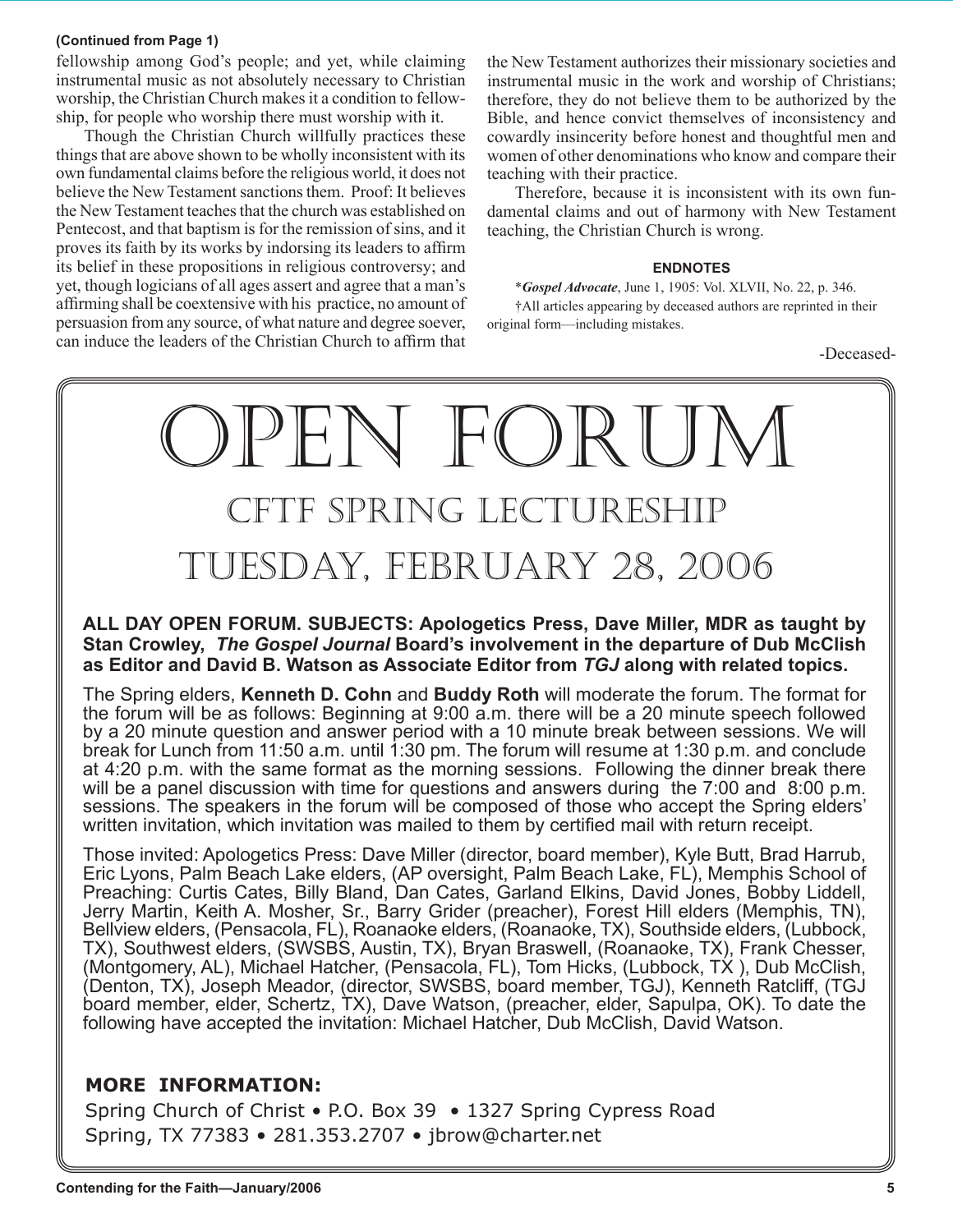**(Continued from Page 1)**

fellowship among God's people; and yet, while claiming instrumental music as not absolutely necessary to Christian worship, the Christian Church makes it a condition to fellowship, for people who worship there must worship with it.

Though the Christian Church willfully practices these things that are above shown to be wholly inconsistent with its own fundamental claims before the religious world, it does not believe the New Testament sanctions them. Proof: It believes the New Testament teaches that the church was established on Pentecost, and that baptism is for the remission of sins, and it proves its faith by its works by indorsing its leaders to affirm its belief in these propositions in religious controversy; and yet, though logicians of all ages assert and agree that a man's affirming shall be coextensive with his practice, no amount of persuasion from any source, of what nature and degree soever, can induce the leaders of the Christian Church to affirm that the New Testament authorizes their missionary societies and instrumental music in the work and worship of Christians; therefore, they do not believe them to be authorized by the Bible, and hence convict themselves of inconsistency and cowardly insincerity before honest and thoughtful men and women of other denominations who know and compare their teaching with their practice.

Therefore, because it is inconsistent with its own fundamental claims and out of harmony with New Testament teaching, the Christian Church is wrong.

**ENDNOTES**

\**Gospel Advocate*, June 1, 1905: Vol. XLVII, No. 22, p. 346.

†All articles appearing by deceased authors are reprinted in their original form—including mistakes.

-Deceased-

# OPEN FORUM

## CFTF SPRING LECTURESHIP

## TUESDAY, FEBRUARY 28, 2006

**ALL DAY OPEN FORUM. SUBJECTS: Apologetics Press, Dave Miller, MDR as taught by Stan Crowley, *The Gospel Journal* Board's involvement in the departure of Dub McClish as Editor and David B. Watson as Associate Editor from *TGJ* along with related topics.**

The Spring elders, **Kenneth D. Cohn** and **Buddy Roth** will moderate the forum. The format for the forum will be as follows: Beginning at 9:00 a.m. there will be a 20 minute speech followed by a 20 minute question and answer period with a 10 minute break between sessions. We will break for Lunch from 11:50 a.m. until 1:30 pm. The forum will resume at 1:30 p.m. and conclude at 4:20 p.m. with the same format as the morning sessions. Following the dinner break there will be a panel discussion with time for questions and answers during the 7:00 and 8:00 p.m. sessions. The speakers in the forum will be composed of those who accept the Spring elders' written invitation, which invitation was mailed to them by certified mail with return receipt.

Those invited: Apologetics Press: Dave Miller (director, board member), Kyle Butt, Brad Harrub, Eric Lyons, Palm Beach Lake elders, (AP oversight, Palm Beach Lake, FL), Memphis School of Preaching: Curtis Cates, Billy Bland, Dan Cates, Garland Elkins, David Jones, Bobby Liddell, Jerry Martin, Keith A. Mosher, Sr., Barry Grider (preacher), Forest Hill elders (Memphis, TN), Bellview elders, (Pensacola, FL), Roanaoke elders, (Roanaoke, TX), Southside elders, (Lubbock, TX), Southwest elders, (SWSBS, Austin, TX), Bryan Braswell, (Roanaoke, TX), Frank Chesser, (Montgomery, AL), Michael Hatcher, (Pensacola, FL), Tom Hicks, (Lubbock, TX ), Dub McClish, (Denton, TX), Joseph Meador, (director, SWSBS, board member, TGJ), Kenneth Ratcliff, (TGJ board member, elder, Schertz, TX), Dave Watson, (preacher, elder, Sapulpa, OK). To date the following have accepted the invitation: Michael Hatcher, Dub McClish, David Watson.

**MORE INFORMATION:**

Spring Church of Christ • P.O. Box 39 • 1327 Spring Cypress Road
Spring, TX 77383 • 281.353.2707 • jbrow@charter.net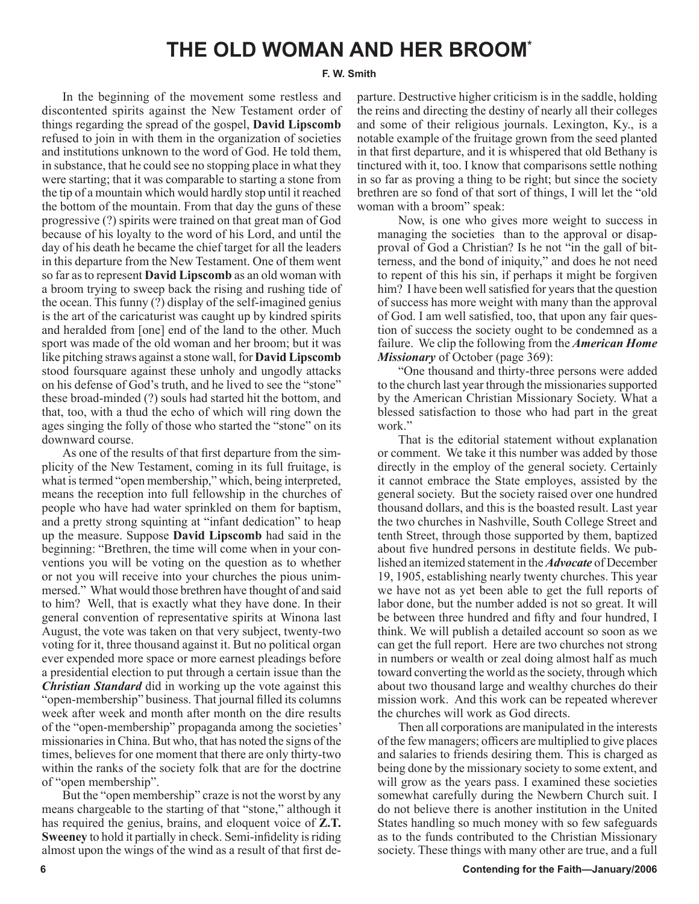# THE OLD WOMAN AND HER BROOM*

**F. W. Smith**

In the beginning of the movement some restless and discontented spirits against the New Testament order of things regarding the spread of the gospel, **David Lipscomb** refused to join in with them in the organization of societies and institutions unknown to the word of God. He told them, in substance, that he could see no stopping place in what they were starting; that it was comparable to starting a stone from the tip of a mountain which would hardly stop until it reached the bottom of the mountain. From that day the guns of these progressive (?) spirits were trained on that great man of God because of his loyalty to the word of his Lord, and until the day of his death he became the chief target for all the leaders in this departure from the New Testament. One of them went so far as to represent **David Lipscomb** as an old woman with a broom trying to sweep back the rising and rushing tide of the ocean. This funny (?) display of the self-imagined genius is the art of the caricaturist was caught up by kindred spirits and heralded from [one] end of the land to the other. Much sport was made of the old woman and her broom; but it was like pitching straws against a stone wall, for **David Lipscomb** stood foursquare against these unholy and ungodly attacks on his defense of God's truth, and he lived to see the "stone" these broad-minded (?) souls had started hit the bottom, and that, too, with a thud the echo of which will ring down the ages singing the folly of those who started the "stone" on its downward course.

As one of the results of that first departure from the simplicity of the New Testament, coming in its full fruitage, is what is termed "open membership," which, being interpreted, means the reception into full fellowship in the churches of people who have had water sprinkled on them for baptism, and a pretty strong squinting at "infant dedication" to heap up the measure. Suppose **David Lipscomb** had said in the beginning: "Brethren, the time will come when in your conventions you will be voting on the question as to whether or not you will receive into your churches the pious unimmersed." What would those brethren have thought of and said to him? Well, that is exactly what they have done. In their general convention of representative spirits at Winona last August, the vote was taken on that very subject, twenty-two voting for it, three thousand against it. But no political organ ever expended more space or more earnest pleadings before a presidential election to put through a certain issue than the ***Christian Standard*** did in working up the vote against this "open-membership" business. That journal filled its columns week after week and month after month on the dire results of the "open-membership" propaganda among the societies' missionaries in China. But who, that has noted the signs of the times, believes for one moment that there are only thirty-two within the ranks of the society folk that are for the doctrine of "open membership".

But the "open membership" craze is not the worst by any means chargeable to the starting of that "stone," although it has required the genius, brains, and eloquent voice of **Z.T. Sweeney** to hold it partially in check. Semi-infidelity is riding almost upon the wings of the wind as a result of that first departure. Destructive higher criticism is in the saddle, holding the reins and directing the destiny of nearly all their colleges and some of their religious journals. Lexington, Ky., is a notable example of the fruitage grown from the seed planted in that first departure, and it is whispered that old Bethany is tinctured with it, too. I know that comparisons settle nothing in so far as proving a thing to be right; but since the society brethren are so fond of that sort of things, I will let the "old woman with a broom" speak:

> Now, is one who gives more weight to success in managing the societies than to the approval or disapproval of God a Christian? Is he not "in the gall of bitterness, and the bond of iniquity," and does he not need to repent of this his sin, if perhaps it might be forgiven him? I have been well satisfied for years that the question of success has more weight with many than the approval of God. I am well satisfied, too, that upon any fair question of success the society ought to be condemned as a failure. We clip the following from the ***American Home Missionary*** of October (page 369):
>
> "One thousand and thirty-three persons were added to the church last year through the missionaries supported by the American Christian Missionary Society. What a blessed satisfaction to those who had part in the great work."
>
> That is the editorial statement without explanation or comment. We take it this number was added by those directly in the employ of the general society. Certainly it cannot embrace the State employes, assisted by the general society. But the society raised over one hundred thousand dollars, and this is the boasted result. Last year the two churches in Nashville, South College Street and tenth Street, through those supported by them, baptized about five hundred persons in destitute fields. We published an itemized statement in the ***Advocate*** of December 19, 1905, establishing nearly twenty churches. This year we have not as yet been able to get the full reports of labor done, but the number added is not so great. It will be between three hundred and fifty and four hundred, I think. We will publish a detailed account so soon as we can get the full report. Here are two churches not strong in numbers or wealth or zeal doing almost half as much toward converting the world as the society, through which about two thousand large and wealthy churches do their mission work. And this work can be repeated wherever the churches will work as God directs.
>
> Then all corporations are manipulated in the interests of the few managers; officers are multiplied to give places and salaries to friends desiring them. This is charged as being done by the missionary society to some extent, and will grow as the years pass. I examined these societies somewhat carefully during the Newbern Church suit. I do not believe there is another institution in the United States handling so much money with so few safeguards as to the funds contributed to the Christian Missionary society. These things with many other are true, and a full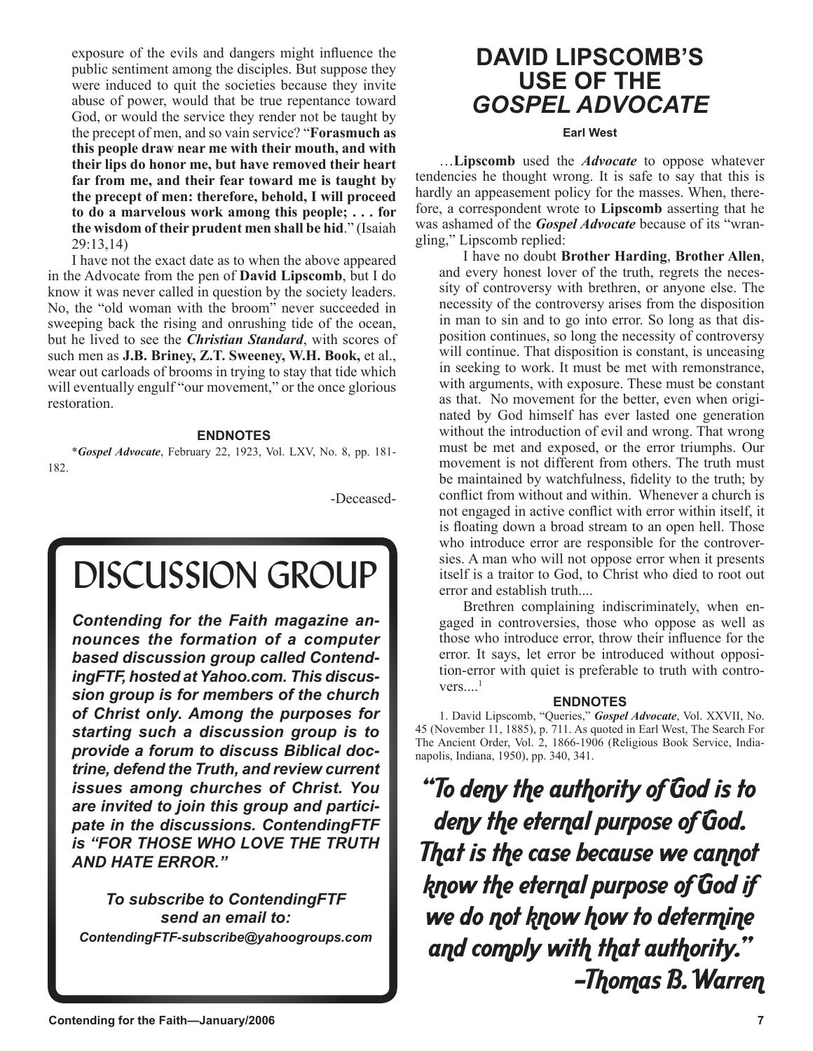exposure of the evils and dangers might influence the public sentiment among the disciples. But suppose they were induced to quit the societies because they invite abuse of power, would that be true repentance toward God, or would the service they render not be taught by the precept of men, and so vain service? "**Forasmuch as this people draw near me with their mouth, and with their lips do honor me, but have removed their heart far from me, and their fear toward me is taught by the precept of men: therefore, behold, I will proceed to do a marvelous work among this people; . . . for the wisdom of their prudent men shall be hid**." (Isaiah 29:13,14)

I have not the exact date as to when the above appeared in the Advocate from the pen of **David Lipscomb**, but I do know it was never called in question by the society leaders. No, the "old woman with the broom" never succeeded in sweeping back the rising and onrushing tide of the ocean, but he lived to see the ***Christian Standard***, with scores of such men as **J.B. Briney, Z.T. Sweeney, W.H. Book,** et al., wear out carloads of brooms in trying to stay that tide which will eventually engulf "our movement," or the once glorious restoration.

#### ENDNOTES

\****Gospel Advocate***, February 22, 1923, Vol. LXV, No. 8, pp. 181-182.

-Deceased-

# DISCUSSION GROUP

***Contending for the Faith magazine announces the formation of a computer based discussion group called ContendingFTF, hosted at Yahoo.com. This discussion group is for members of the church of Christ only. Among the purposes for starting such a discussion group is to provide a forum to discuss Biblical doctrine, defend the Truth, and review current issues among churches of Christ. You are invited to join this group and participate in the discussions. ContendingFTF is "FOR THOSE WHO LOVE THE TRUTH AND HATE ERROR."***

***To subscribe to ContendingFTF send an email to:***
***ContendingFTF-subscribe@yahoogroups.com***

## DAVID LIPSCOMB'S USE OF THE *GOSPEL ADVOCATE*

**Earl West**

…**Lipscomb** used the ***Advocate*** to oppose whatever tendencies he thought wrong. It is safe to say that this is hardly an appeasement policy for the masses. When, therefore, a correspondent wrote to **Lipscomb** asserting that he was ashamed of the ***Gospel Advocate*** because of its "wrangling," Lipscomb replied:

> I have no doubt **Brother Harding**, **Brother Allen**, and every honest lover of the truth, regrets the necessity of controversy with brethren, or anyone else. The necessity of the controversy arises from the disposition in man to sin and to go into error. So long as that disposition continues, so long the necessity of controversy will continue. That disposition is constant, is unceasing in seeking to work. It must be met with remonstrance, with arguments, with exposure. These must be constant as that. No movement for the better, even when originated by God himself has ever lasted one generation without the introduction of evil and wrong. That wrong must be met and exposed, or the error triumphs. Our movement is not different from others. The truth must be maintained by watchfulness, fidelity to the truth; by conflict from without and within. Whenever a church is not engaged in active conflict with error within itself, it is floating down a broad stream to an open hell. Those who introduce error are responsible for the controversies. A man who will not oppose error when it presents itself is a traitor to God, to Christ who died to root out error and establish truth....
>
> Brethren complaining indiscriminately, when engaged in controversies, those who oppose as well as those who introduce error, throw their influence for the error. It says, let error be introduced without opposition-error with quiet is preferable to truth with controvers....[1]

#### ENDNOTES

1. David Lipscomb, "Queries," ***Gospel Advocate***, Vol. XXVII, No. 45 (November 11, 1885), p. 711. As quoted in Earl West, The Search For The Ancient Order, Vol. 2, 1866-1906 (Religious Book Service, Indianapolis, Indiana, 1950), pp. 340, 341.

"To deny the authority of God is to deny the eternal purpose of God. That is the case because we cannot know the eternal purpose of God if we do not know how to determine and comply with that authority."
-Thomas B. Warren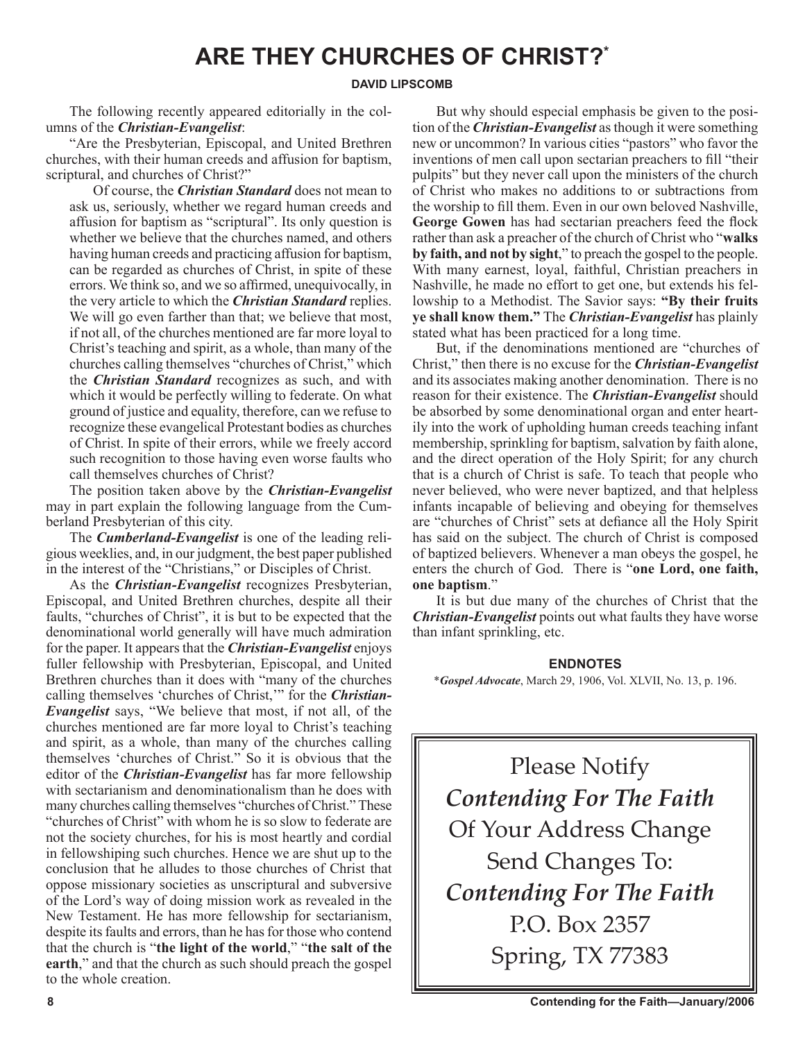# ARE THEY CHURCHES OF CHRIST?*

**DAVID LIPSCOMB**

The following recently appeared editorially in the columns of the ***Christian-Evangelist***:

"Are the Presbyterian, Episcopal, and United Brethren churches, with their human creeds and affusion for baptism, scriptural, and churches of Christ?"

> Of course, the ***Christian Standard*** does not mean to ask us, seriously, whether we regard human creeds and affusion for baptism as "scriptural". Its only question is whether we believe that the churches named, and others having human creeds and practicing affusion for baptism, can be regarded as churches of Christ, in spite of these errors. We think so, and we so affirmed, unequivocally, in the very article to which the ***Christian Standard*** replies. We will go even farther than that; we believe that most, if not all, of the churches mentioned are far more loyal to Christ's teaching and spirit, as a whole, than many of the churches calling themselves "churches of Christ," which the ***Christian Standard*** recognizes as such, and with which it would be perfectly willing to federate. On what ground of justice and equality, therefore, can we refuse to recognize these evangelical Protestant bodies as churches of Christ. In spite of their errors, while we freely accord such recognition to those having even worse faults who call themselves churches of Christ?

The position taken above by the ***Christian-Evangelist*** may in part explain the following language from the Cumberland Presbyterian of this city.

The ***Cumberland-Evangelist*** is one of the leading religious weeklies, and, in our judgment, the best paper published in the interest of the "Christians," or Disciples of Christ.

As the ***Christian-Evangelist*** recognizes Presbyterian, Episcopal, and United Brethren churches, despite all their faults, "churches of Christ", it is but to be expected that the denominational world generally will have much admiration for the paper. It appears that the ***Christian-Evangelist*** enjoys fuller fellowship with Presbyterian, Episcopal, and United Brethren churches than it does with "many of the churches calling themselves 'churches of Christ,'" for the ***Christian-Evangelist*** says, "We believe that most, if not all, of the churches mentioned are far more loyal to Christ's teaching and spirit, as a whole, than many of the churches calling themselves 'churches of Christ." So it is obvious that the editor of the ***Christian-Evangelist*** has far more fellowship with sectarianism and denominationalism than he does with many churches calling themselves "churches of Christ." These "churches of Christ" with whom he is so slow to federate are not the society churches, for his is most heartly and cordial in fellowshiping such churches. Hence we are shut up to the conclusion that he alludes to those churches of Christ that oppose missionary societies as unscriptural and subversive of the Lord's way of doing mission work as revealed in the New Testament. He has more fellowship for sectarianism, despite its faults and errors, than he has for those who contend that the church is "**the light of the world**," "**the salt of the earth**," and that the church as such should preach the gospel to the whole creation.

But why should especial emphasis be given to the position of the ***Christian-Evangelist*** as though it were something new or uncommon? In various cities "pastors" who favor the inventions of men call upon sectarian preachers to fill "their pulpits" but they never call upon the ministers of the church of Christ who makes no additions to or subtractions from the worship to fill them. Even in our own beloved Nashville, **George Gowen** has had sectarian preachers feed the flock rather than ask a preacher of the church of Christ who "**walks by faith, and not by sight**," to preach the gospel to the people. With many earnest, loyal, faithful, Christian preachers in Nashville, he made no effort to get one, but extends his fellowship to a Methodist. The Savior says: **"By their fruits ye shall know them."** The ***Christian-Evangelist*** has plainly stated what has been practiced for a long time.

But, if the denominations mentioned are "churches of Christ," then there is no excuse for the ***Christian-Evangelist*** and its associates making another denomination. There is no reason for their existence. The ***Christian-Evangelist*** should be absorbed by some denominational organ and enter heartily into the work of upholding human creeds teaching infant membership, sprinkling for baptism, salvation by faith alone, and the direct operation of the Holy Spirit; for any church that is a church of Christ is safe. To teach that people who never believed, who were never baptized, and that helpless infants incapable of believing and obeying for themselves are "churches of Christ" sets at defiance all the Holy Spirit has said on the subject. The church of Christ is composed of baptized believers. Whenever a man obeys the gospel, he enters the church of God. There is "**one Lord, one faith, one baptism**."

It is but due many of the churches of Christ that the ***Christian-Evangelist*** points out what faults they have worse than infant sprinkling, etc.

## ENDNOTES

\****Gospel Advocate***, March 29, 1906, Vol. XLVII, No. 13, p. 196.

---

Please Notify
*Contending For The Faith*
Of Your Address Change
Send Changes To:
*Contending For The Faith*
P.O. Box 2357
Spring, TX 77383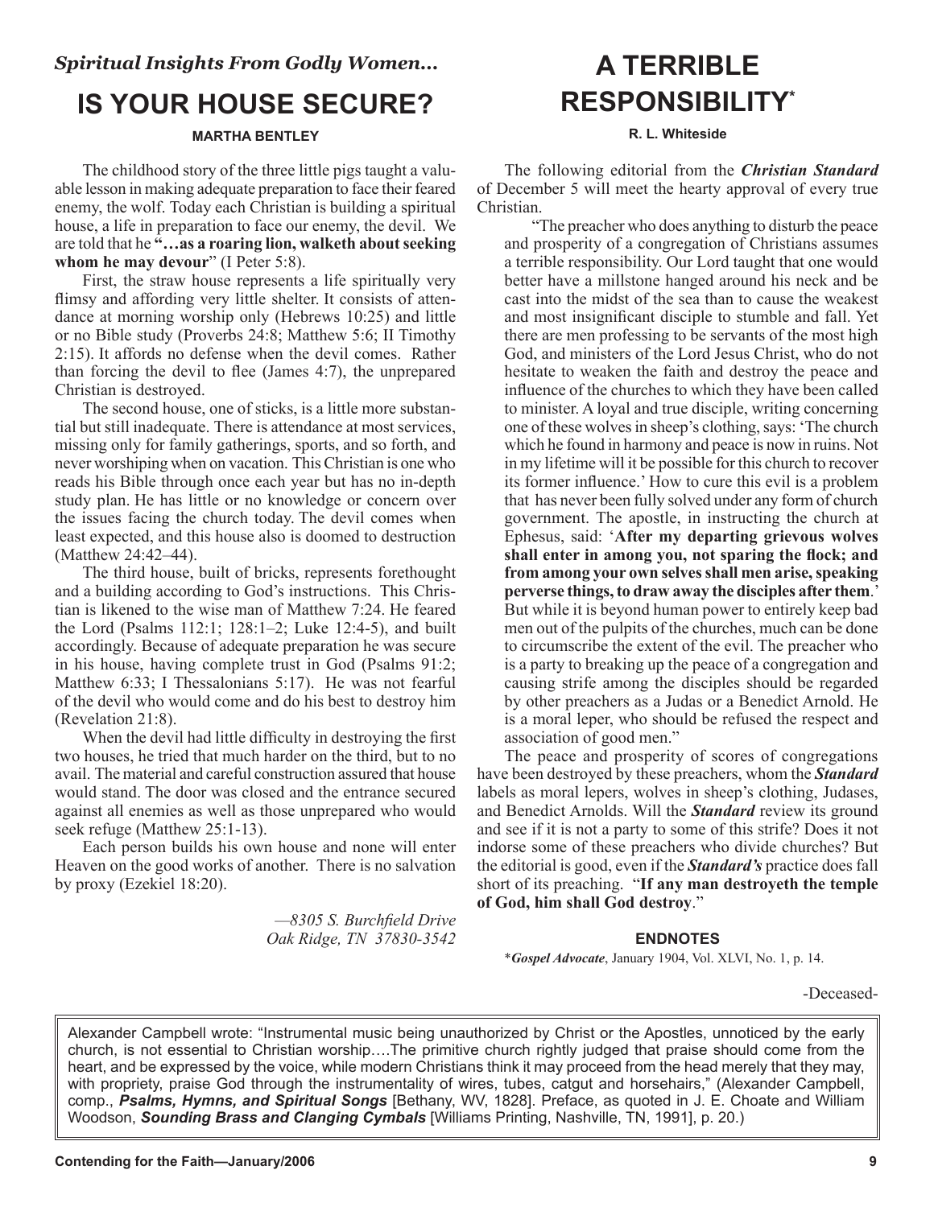*Spiritual Insights From Godly Women...*

## IS YOUR HOUSE SECURE?

**MARTHA BENTLEY**

The childhood story of the three little pigs taught a valuable lesson in making adequate preparation to face their feared enemy, the wolf. Today each Christian is building a spiritual house, a life in preparation to face our enemy, the devil. We are told that he **"…as a roaring lion, walketh about seeking whom he may devour**" (I Peter 5:8).

First, the straw house represents a life spiritually very flimsy and affording very little shelter. It consists of attendance at morning worship only (Hebrews 10:25) and little or no Bible study (Proverbs 24:8; Matthew 5:6; II Timothy 2:15). It affords no defense when the devil comes. Rather than forcing the devil to flee (James 4:7), the unprepared Christian is destroyed.

The second house, one of sticks, is a little more substantial but still inadequate. There is attendance at most services, missing only for family gatherings, sports, and so forth, and never worshiping when on vacation. This Christian is one who reads his Bible through once each year but has no in-depth study plan. He has little or no knowledge or concern over the issues facing the church today. The devil comes when least expected, and this house also is doomed to destruction (Matthew 24:42–44).

The third house, built of bricks, represents forethought and a building according to God's instructions. This Christian is likened to the wise man of Matthew 7:24. He feared the Lord (Psalms 112:1; 128:1–2; Luke 12:4-5), and built accordingly. Because of adequate preparation he was secure in his house, having complete trust in God (Psalms 91:2; Matthew 6:33; I Thessalonians 5:17). He was not fearful of the devil who would come and do his best to destroy him (Revelation 21:8).

When the devil had little difficulty in destroying the first two houses, he tried that much harder on the third, but to no avail. The material and careful construction assured that house would stand. The door was closed and the entrance secured against all enemies as well as those unprepared who would seek refuge (Matthew 25:1-13).

Each person builds his own house and none will enter Heaven on the good works of another. There is no salvation by proxy (Ezekiel 18:20).

*—8305 S. Burchfield Drive*
*Oak Ridge, TN 37830-3542*

## A TERRIBLE RESPONSIBILITY*

**R. L. Whiteside**

The following editorial from the ***Christian Standard*** of December 5 will meet the hearty approval of every true Christian.

"The preacher who does anything to disturb the peace and prosperity of a congregation of Christians assumes a terrible responsibility. Our Lord taught that one would better have a millstone hanged around his neck and be cast into the midst of the sea than to cause the weakest and most insignificant disciple to stumble and fall. Yet there are men professing to be servants of the most high God, and ministers of the Lord Jesus Christ, who do not hesitate to weaken the faith and destroy the peace and influence of the churches to which they have been called to minister. A loyal and true disciple, writing concerning one of these wolves in sheep's clothing, says: 'The church which he found in harmony and peace is now in ruins. Not in my lifetime will it be possible for this church to recover its former influence.' How to cure this evil is a problem that has never been fully solved under any form of church government. The apostle, in instructing the church at Ephesus, said: '**After my departing grievous wolves shall enter in among you, not sparing the flock; and from among your own selves shall men arise, speaking perverse things, to draw away the disciples after them**.' But while it is beyond human power to entirely keep bad men out of the pulpits of the churches, much can be done to circumscribe the extent of the evil. The preacher who is a party to breaking up the peace of a congregation and causing strife among the disciples should be regarded by other preachers as a Judas or a Benedict Arnold. He is a moral leper, who should be refused the respect and association of good men."

The peace and prosperity of scores of congregations have been destroyed by these preachers, whom the ***Standard*** labels as moral lepers, wolves in sheep's clothing, Judases, and Benedict Arnolds. Will the ***Standard*** review its ground and see if it is not a party to some of this strife? Does it not indorse some of these preachers who divide churches? But the editorial is good, even if the ***Standard's*** practice does fall short of its preaching. "**If any man destroyeth the temple of God, him shall God destroy**."

**ENDNOTES**

\****Gospel Advocate***, January 1904, Vol. XLVI, No. 1, p. 14.

-Deceased-

---

Alexander Campbell wrote: "Instrumental music being unauthorized by Christ or the Apostles, unnoticed by the early church, is not essential to Christian worship….The primitive church rightly judged that praise should come from the heart, and be expressed by the voice, while modern Christians think it may proceed from the head merely that they may, with propriety, praise God through the instrumentality of wires, tubes, catgut and horsehairs," (Alexander Campbell, comp., ***Psalms, Hymns, and Spiritual Songs*** [Bethany, WV, 1828]. Preface, as quoted in J. E. Choate and William Woodson, ***Sounding Brass and Clanging Cymbals*** [Williams Printing, Nashville, TN, 1991], p. 20.)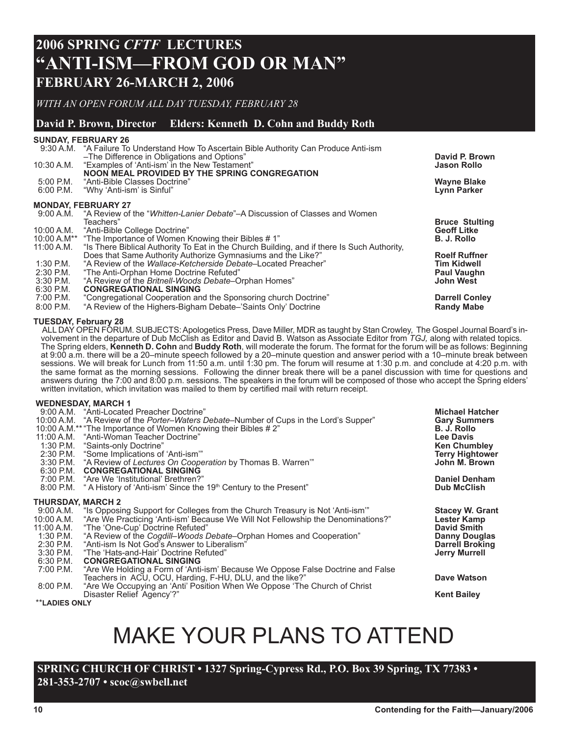# 2006 SPRING *CFTF* LECTURES

# "ANTI-ISM—FROM GOD OR MAN"

## FEBRUARY 26-MARCH 2, 2006

*WITH AN OPEN FORUM ALL DAY TUESDAY, FEBRUARY 28*

**David P. Brown, Director Elders: Kenneth D. Cohn and Buddy Roth**

**SUNDAY, FEBRUARY 26**

| Time | Topic | Speaker |
|---|---|---|
| 9:30 A.M. | "A Failure To Understand How To Ascertain Bible Authority Can Produce Anti-ism –The Difference in Obligations and Options" | **David P. Brown** |
| 10:30 A.M. | "Examples of 'Anti-ism' in the New Testament" | **Jason Rollo** |
| | **NOON MEAL PROVIDED BY THE SPRING CONGREGATION** | |
| 5:00 P.M. | "Anti-Bible Classes Doctrine" | **Wayne Blake** |
| 6:00 P.M. | "Why 'Anti-ism' is Sinful" | **Lynn Parker** |

**MONDAY, FEBRUARY 27**

| Time | Topic | Speaker |
|---|---|---|
| 9:00 A.M. | "A Review of the "*Whitten-Lanier Debate*"–A Discussion of Classes and Women Teachers" | **Bruce Stulting** |
| 10:00 A.M. | "Anti-Bible College Doctrine" | **Geoff Litke** |
| 10:00 A.M** | "The Importance of Women Knowing their Bibles # 1" | **B. J. Rollo** |
| 11:00 A.M. | "Is There Biblical Authority To Eat in the Church Building, and if there Is Such Authority, Does that Same Authority Authorize Gymnasiums and the Like?" | **Roelf Ruffner** |
| 1:30 P.M. | "A Review of the *Wallace-Ketcherside Debate*–Located Preacher" | **Tim Kidwell** |
| 2:30 P.M. | "The Anti-Orphan Home Doctrine Refuted" | **Paul Vaughn** |
| 3:30 P.M. | "A Review of the *Britnell-Woods Debate*–Orphan Homes" | **John West** |
| 6:30 P.M. | **CONGREGATIONAL SINGING** | |
| 7:00 P.M. | "Congregational Cooperation and the Sponsoring church Doctrine" | **Darrell Conley** |
| 8:00 P.M. | "A Review of the Highers-Bigham Debate–'Saints Only' Doctrine | **Randy Mabe** |

**TUESDAY, February 28**

ALL DAY OPEN FORUM. SUBJECTS: Apologetics Press, Dave Miller, MDR as taught by Stan Crowley, The Gospel Journal Board's involvement in the departure of Dub McClish as Editor and David B. Watson as Associate Editor from *TGJ,* along with related topics. The Spring elders, **Kenneth D. Cohn** and **Buddy Roth**, will moderate the forum. The format for the forum will be as follows: Beginning at 9:00 a.m. there will be a 20–minute speech followed by a 20–minute question and answer period with a 10–minute break between sessions. We will break for Lunch from 11:50 a.m. until 1:30 pm. The forum will resume at 1:30 p.m. and conclude at 4:20 p.m. with the same format as the morning sessions. Following the dinner break there will be a panel discussion with time for questions and answers during the 7:00 and 8:00 p.m. sessions. The speakers in the forum will be composed of those who accept the Spring elders' written invitation, which invitation was mailed to them by certified mail with return receipt.

**WEDNESDAY, MARCH 1**

| Time | Topic | Speaker |
|---|---|---|
| 9:00 A.M. | "Anti-Located Preacher Doctrine" | **Michael Hatcher** |
| 10:00 A.M. | "A Review of the *Porter–Waters Debate*–Number of Cups in the Lord's Supper" | **Gary Summers** |
| 10:00 A.M.** | "The Importance of Women Knowing their Bibles # 2" | **B. J. Rollo** |
| 11:00 A.M. | "Anti-Woman Teacher Doctrine" | **Lee Davis** |
| 1:30 P.M. | "Saints-only Doctrine" | **Ken Chumbley** |
| 2:30 P.M. | "Some Implications of 'Anti-ism'" | **Terry Hightower** |
| 3:30 P.M. | "A Review of *Lectures On Cooperation* by Thomas B. Warren'" | **John M. Brown** |
| 6:30 P.M. | **CONGREGATIONAL SINGING** | |
| 7:00 P.M. | "Are We 'Institutional' Brethren?" | **Daniel Denham** |
| 8:00 P.M. | " A History of 'Anti-ism' Since the 19th Century to the Present" | **Dub McClish** |

**THURSDAY, MARCH 2**

| Time | Topic | Speaker |
|---|---|---|
| 9:00 A.M. | "Is Opposing Support for Colleges from the Church Treasury is Not 'Anti-ism'" | **Stacey W. Grant** |
| 10:00 A.M. | "Are We Practicing 'Anti-ism' Because We Will Not Fellowship the Denominations?" | **Lester Kamp** |
| 11:00 A.M. | "The 'One-Cup' Doctrine Refuted" | **David Smith** |
| 1:30 P.M. | "A Review of the *Cogdill–Woods Debate*–Orphan Homes and Cooperation" | **Danny Douglas** |
| 2:30 P.M. | "Anti-ism Is Not God's Answer to Liberalism" | **Darrell Broking** |
| 3:30 P.M. | "The 'Hats-and-Hair' Doctrine Refuted" | **Jerry Murrell** |
| 6:30 P.M. | **CONGREGATIONAL SINGING** | |
| 7:00 P.M. | "Are We Holding a Form of 'Anti-ism' Because We Oppose False Doctrine and False Teachers in ACU, OCU, Harding, F-HU, DLU, and the like?" | **Dave Watson** |
| 8:00 P.M. | "Are We Occupying an 'Anti' Position When We Oppose 'The Church of Christ Disaster Relief Agency'?" | **Kent Bailey** |

****LADIES ONLY**

# MAKE YOUR PLANS TO ATTEND

**SPRING CHURCH OF CHRIST • 1327 Spring-Cypress Rd., P.O. Box 39 Spring, TX 77383 • 281-353-2707 • scoc@swbell.net**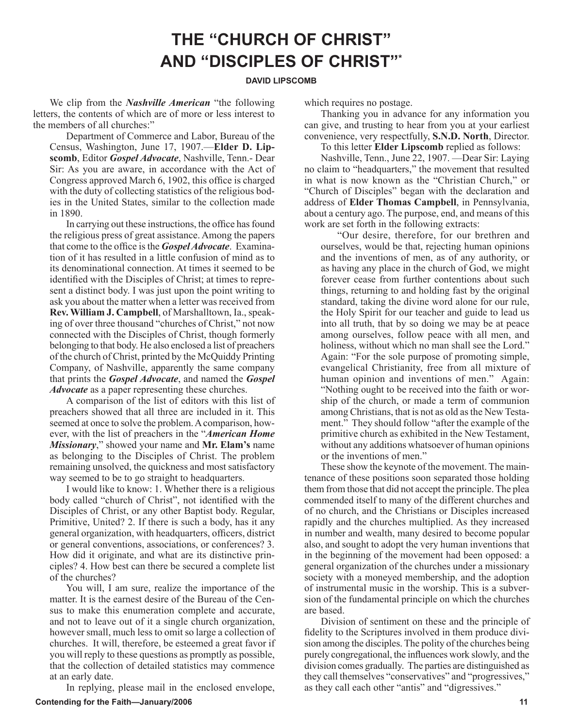# THE "CHURCH OF CHRIST" AND "DISCIPLES OF CHRIST"*

**DAVID LIPSCOMB**

We clip from the ***Nashville American*** "the following letters, the contents of which are of more or less interest to the members of all churches:"

> Department of Commerce and Labor, Bureau of the Census, Washington, June 17, 1907.—**Elder D. Lipscomb**, Editor ***Gospel Advocate***, Nashville, Tenn.- Dear Sir: As you are aware, in accordance with the Act of Congress approved March 6, 1902, this office is charged with the duty of collecting statistics of the religious bodies in the United States, similar to the collection made in 1890.
>
> In carrying out these instructions, the office has found the religious press of great assistance. Among the papers that come to the office is the ***Gospel Advocate***. Examination of it has resulted in a little confusion of mind as to its denominational connection. At times it seemed to be identified with the Disciples of Christ; at times to represent a distinct body. I was just upon the point writing to ask you about the matter when a letter was received from **Rev. William J. Campbell**, of Marshalltown, Ia., speaking of over three thousand "churches of Christ," not now connected with the Disciples of Christ, though formerly belonging to that body. He also enclosed a list of preachers of the church of Christ, printed by the McQuiddy Printing Company, of Nashville, apparently the same company that prints the ***Gospel Advocate***, and named the ***Gospel Advocate*** as a paper representing these churches.
>
> A comparison of the list of editors with this list of preachers showed that all three are included in it. This seemed at once to solve the problem. A comparison, however, with the list of preachers in the "***American Home Missionary***," showed your name and **Mr. Elam's** name as belonging to the Disciples of Christ. The problem remaining unsolved, the quickness and most satisfactory way seemed to be to go straight to headquarters.
>
> I would like to know: 1. Whether there is a religious body called "church of Christ", not identified with the Disciples of Christ, or any other Baptist body. Regular, Primitive, United? 2. If there is such a body, has it any general organization, with headquarters, officers, district or general conventions, associations, or conferences? 3. How did it originate, and what are its distinctive principles? 4. How best can there be secured a complete list of the churches?
>
> You will, I am sure, realize the importance of the matter. It is the earnest desire of the Bureau of the Census to make this enumeration complete and accurate, and not to leave out of it a single church organization, however small, much less to omit so large a collection of churches. It will, therefore, be esteemed a great favor if you will reply to these questions as promptly as possible, that the collection of detailed statistics may commence at an early date.
>
> In replying, please mail in the enclosed envelope, which requires no postage.
>
> Thanking you in advance for any information you can give, and trusting to hear from you at your earliest convenience, very respectfully, **S.N.D. North**, Director.

To this letter **Elder Lipscomb** replied as follows:

Nashville, Tenn., June 22, 1907. —Dear Sir: Laying no claim to "headquarters," the movement that resulted in what is now known as the "Christian Church," or "Church of Disciples" began with the declaration and address of **Elder Thomas Campbell**, in Pennsylvania, about a century ago. The purpose, end, and means of this work are set forth in the following extracts:

> "Our desire, therefore, for our brethren and ourselves, would be that, rejecting human opinions and the inventions of men, as of any authority, or as having any place in the church of God, we might forever cease from further contentions about such things, returning to and holding fast by the original standard, taking the divine word alone for our rule, the Holy Spirit for our teacher and guide to lead us into all truth, that by so doing we may be at peace among ourselves, follow peace with all men, and holiness, without which no man shall see the Lord." Again: "For the sole purpose of promoting simple, evangelical Christianity, free from all mixture of human opinion and inventions of men." Again: "Nothing ought to be received into the faith or worship of the church, or made a term of communion among Christians, that is not as old as the New Testament." They should follow "after the example of the primitive church as exhibited in the New Testament, without any additions whatsoever of human opinions or the inventions of men."

These show the keynote of the movement. The maintenance of these positions soon separated those holding them from those that did not accept the principle. The plea commended itself to many of the different churches and of no church, and the Christians or Disciples increased rapidly and the churches multiplied. As they increased in number and wealth, many desired to become popular also, and sought to adopt the very human inventions that in the beginning of the movement had been opposed: a general organization of the churches under a missionary society with a moneyed membership, and the adoption of instrumental music in the worship. This is a subversion of the fundamental principle on which the churches are based.

Division of sentiment on these and the principle of fidelity to the Scriptures involved in them produce division among the disciples. The polity of the churches being purely congregational, the influences work slowly, and the division comes gradually. The parties are distinguished as they call themselves "conservatives" and "progressives," as they call each other "antis" and "digressives."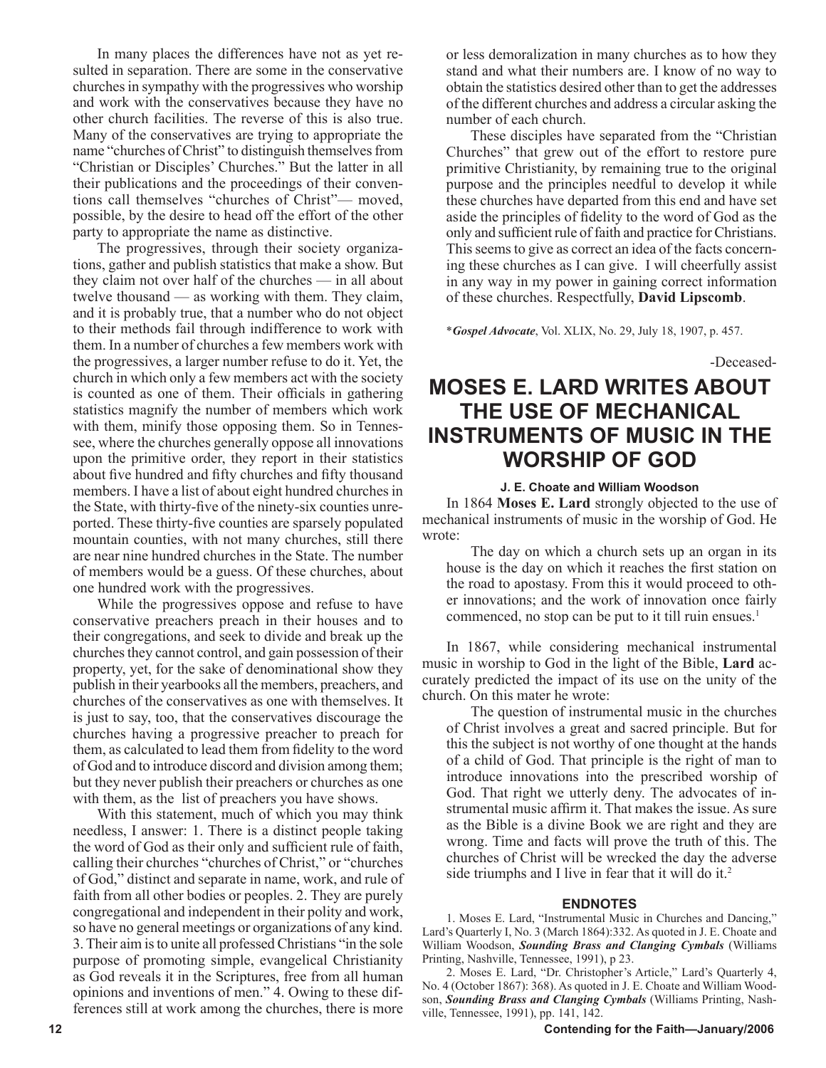In many places the differences have not as yet resulted in separation. There are some in the conservative churches in sympathy with the progressives who worship and work with the conservatives because they have no other church facilities. The reverse of this is also true. Many of the conservatives are trying to appropriate the name "churches of Christ" to distinguish themselves from "Christian or Disciples' Churches." But the latter in all their publications and the proceedings of their conventions call themselves "churches of Christ"— moved, possible, by the desire to head off the effort of the other party to appropriate the name as distinctive.

The progressives, through their society organizations, gather and publish statistics that make a show. But they claim not over half of the churches — in all about twelve thousand — as working with them. They claim, and it is probably true, that a number who do not object to their methods fail through indifference to work with them. In a number of churches a few members work with the progressives, a larger number refuse to do it. Yet, the church in which only a few members act with the society is counted as one of them. Their officials in gathering statistics magnify the number of members which work with them, minify those opposing them. So in Tennessee, where the churches generally oppose all innovations upon the primitive order, they report in their statistics about five hundred and fifty churches and fifty thousand members. I have a list of about eight hundred churches in the State, with thirty-five of the ninety-six counties unreported. These thirty-five counties are sparsely populated mountain counties, with not many churches, still there are near nine hundred churches in the State. The number of members would be a guess. Of these churches, about one hundred work with the progressives.

While the progressives oppose and refuse to have conservative preachers preach in their houses and to their congregations, and seek to divide and break up the churches they cannot control, and gain possession of their property, yet, for the sake of denominational show they publish in their yearbooks all the members, preachers, and churches of the conservatives as one with themselves. It is just to say, too, that the conservatives discourage the churches having a progressive preacher to preach for them, as calculated to lead them from fidelity to the word of God and to introduce discord and division among them; but they never publish their preachers or churches as one with them, as the list of preachers you have shows.

With this statement, much of which you may think needless, I answer: 1. There is a distinct people taking the word of God as their only and sufficient rule of faith, calling their churches "churches of Christ," or "churches of God," distinct and separate in name, work, and rule of faith from all other bodies or peoples. 2. They are purely congregational and independent in their polity and work, so have no general meetings or organizations of any kind. 3. Their aim is to unite all professed Christians "in the sole purpose of promoting simple, evangelical Christianity as God reveals it in the Scriptures, free from all human opinions and inventions of men." 4. Owing to these differences still at work among the churches, there is more or less demoralization in many churches as to how they stand and what their numbers are. I know of no way to obtain the statistics desired other than to get the addresses of the different churches and address a circular asking the number of each church.

These disciples have separated from the "Christian Churches" that grew out of the effort to restore pure primitive Christianity, by remaining true to the original purpose and the principles needful to develop it while these churches have departed from this end and have set aside the principles of fidelity to the word of God as the only and sufficient rule of faith and practice for Christians. This seems to give as correct an idea of the facts concerning these churches as I can give. I will cheerfully assist in any way in my power in gaining correct information of these churches. Respectfully, **David Lipscomb**.

\****Gospel Advocate***, Vol. XLIX, No. 29, July 18, 1907, p. 457.

-Deceased-

# MOSES E. LARD WRITES ABOUT THE USE OF MECHANICAL INSTRUMENTS OF MUSIC IN THE WORSHIP OF GOD

**J. E. Choate and William Woodson**

In 1864 **Moses E. Lard** strongly objected to the use of mechanical instruments of music in the worship of God. He wrote:

> The day on which a church sets up an organ in its house is the day on which it reaches the first station on the road to apostasy. From this it would proceed to other innovations; and the work of innovation once fairly commenced, no stop can be put to it till ruin ensues.[1]

In 1867, while considering mechanical instrumental music in worship to God in the light of the Bible, **Lard** accurately predicted the impact of its use on the unity of the church. On this mater he wrote:

> The question of instrumental music in the churches of Christ involves a great and sacred principle. But for this the subject is not worthy of one thought at the hands of a child of God. That principle is the right of man to introduce innovations into the prescribed worship of God. That right we utterly deny. The advocates of instrumental music affirm it. That makes the issue. As sure as the Bible is a divine Book we are right and they are wrong. Time and facts will prove the truth of this. The churches of Christ will be wrecked the day the adverse side triumphs and I live in fear that it will do it.[2]

#### ENDNOTES

1. Moses E. Lard, "Instrumental Music in Churches and Dancing," Lard's Quarterly I, No. 3 (March 1864):332. As quoted in J. E. Choate and William Woodson, ***Sounding Brass and Clanging Cymbals*** (Williams Printing, Nashville, Tennessee, 1991), p 23.

2. Moses E. Lard, "Dr. Christopher's Article," Lard's Quarterly 4, No. 4 (October 1867): 368). As quoted in J. E. Choate and William Woodson, ***Sounding Brass and Clanging Cymbals*** (Williams Printing, Nashville, Tennessee, 1991), pp. 141, 142.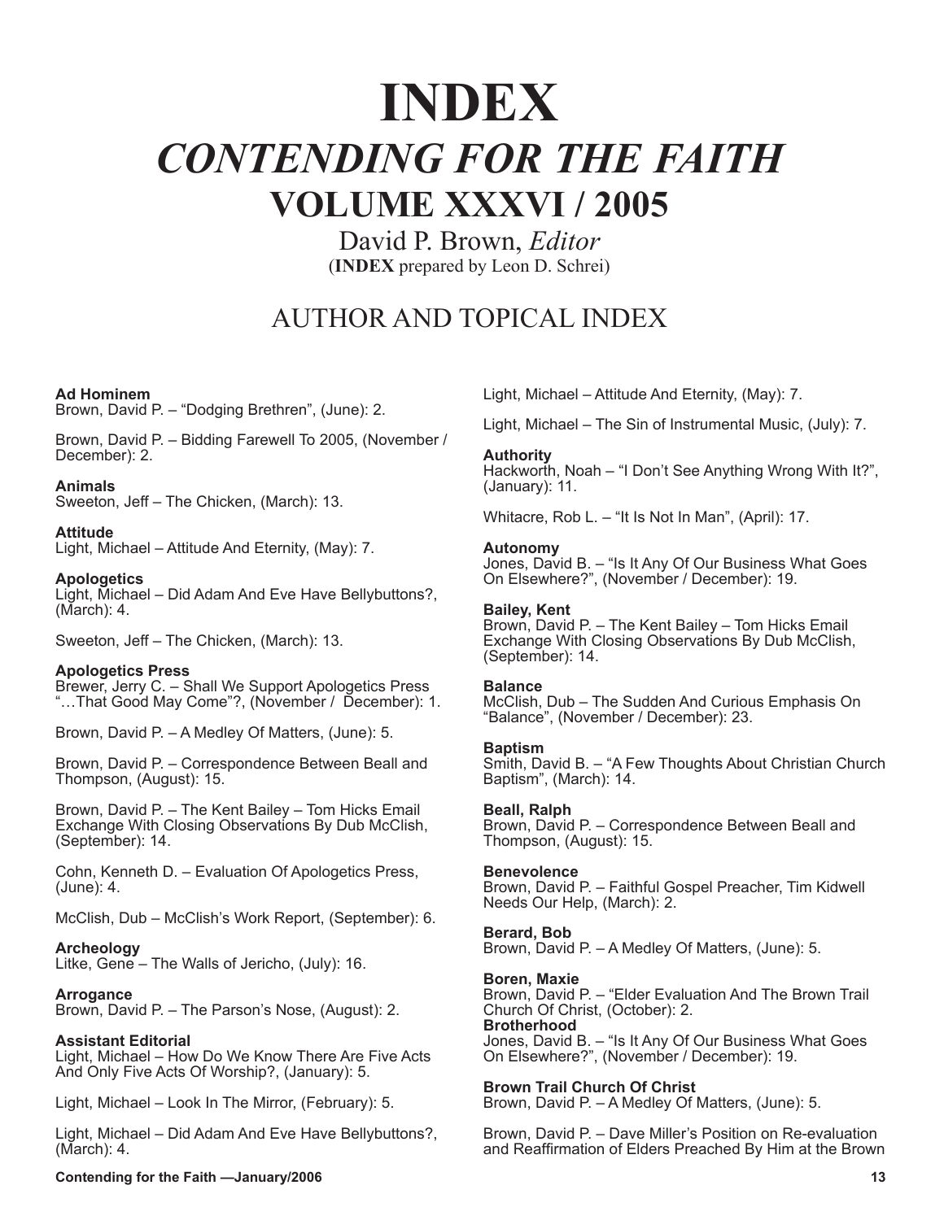# INDEX

## *CONTENDING FOR THE FAITH*

## VOLUME XXXVI / 2005

David P. Brown, *Editor*
(**INDEX** prepared by Leon D. Schrei)

## AUTHOR AND TOPICAL INDEX

**Ad Hominem**
Brown, David P. – "Dodging Brethren", (June): 2.

Brown, David P. – Bidding Farewell To 2005, (November / December): 2.

**Animals**
Sweeton, Jeff – The Chicken, (March): 13.

**Attitude**
Light, Michael – Attitude And Eternity, (May): 7.

**Apologetics**
Light, Michael – Did Adam And Eve Have Bellybuttons?, (March): 4.

Sweeton, Jeff – The Chicken, (March): 13.

**Apologetics Press**
Brewer, Jerry C. – Shall We Support Apologetics Press "…That Good May Come"?, (November / December): 1.

Brown, David P. – A Medley Of Matters, (June): 5.

Brown, David P. – Correspondence Between Beall and Thompson, (August): 15.

Brown, David P. – The Kent Bailey – Tom Hicks Email Exchange With Closing Observations By Dub McClish, (September): 14.

Cohn, Kenneth D. – Evaluation Of Apologetics Press, (June): 4.

McClish, Dub – McClish's Work Report, (September): 6.

**Archeology**
Litke, Gene – The Walls of Jericho, (July): 16.

**Arrogance**
Brown, David P. – The Parson's Nose, (August): 2.

**Assistant Editorial**
Light, Michael – How Do We Know There Are Five Acts And Only Five Acts Of Worship?, (January): 5.

Light, Michael – Look In The Mirror, (February): 5.

Light, Michael – Did Adam And Eve Have Bellybuttons?, (March): 4.

Light, Michael – Attitude And Eternity, (May): 7.

Light, Michael – The Sin of Instrumental Music, (July): 7.

**Authority**
Hackworth, Noah – "I Don't See Anything Wrong With It?", (January): 11.

Whitacre, Rob L. – "It Is Not In Man", (April): 17.

**Autonomy**
Jones, David B. – "Is It Any Of Our Business What Goes On Elsewhere?", (November / December): 19.

**Bailey, Kent**
Brown, David P. – The Kent Bailey – Tom Hicks Email Exchange With Closing Observations By Dub McClish, (September): 14.

**Balance**
McClish, Dub – The Sudden And Curious Emphasis On "Balance", (November / December): 23.

**Baptism**
Smith, David B. – "A Few Thoughts About Christian Church Baptism", (March): 14.

**Beall, Ralph**
Brown, David P. – Correspondence Between Beall and Thompson, (August): 15.

**Benevolence**
Brown, David P. – Faithful Gospel Preacher, Tim Kidwell Needs Our Help, (March): 2.

**Berard, Bob**
Brown, David P. – A Medley Of Matters, (June): 5.

**Boren, Maxie**
Brown, David P. – "Elder Evaluation And The Brown Trail Church Of Christ, (October): 2.

**Brotherhood**
Jones, David B. – "Is It Any Of Our Business What Goes On Elsewhere?", (November / December): 19.

**Brown Trail Church Of Christ**
Brown, David P. – A Medley Of Matters, (June): 5.

Brown, David P. – Dave Miller's Position on Re-evaluation and Reaffirmation of Elders Preached By Him at the Brown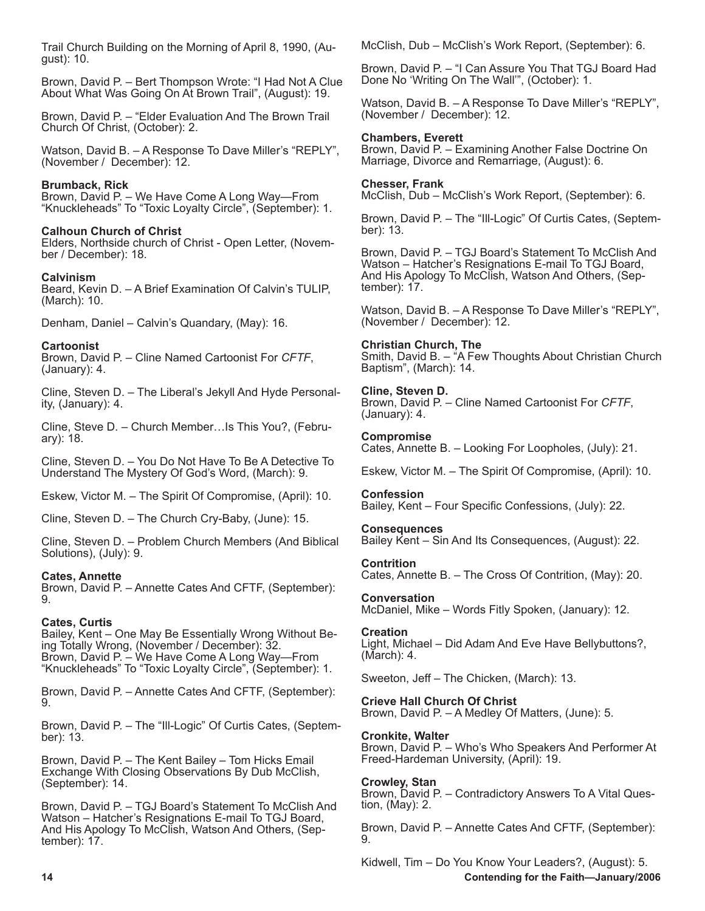Trail Church Building on the Morning of April 8, 1990, (August): 10.

Brown, David P. – Bert Thompson Wrote: "I Had Not A Clue About What Was Going On At Brown Trail", (August): 19.

Brown, David P. – "Elder Evaluation And The Brown Trail Church Of Christ, (October): 2.

Watson, David B. – A Response To Dave Miller's "REPLY", (November / December): 12.

**Brumback, Rick**
Brown, David P. – We Have Come A Long Way—From "Knuckleheads" To "Toxic Loyalty Circle", (September): 1.

**Calhoun Church of Christ**
Elders, Northside church of Christ - Open Letter, (November / December): 18.

**Calvinism**
Beard, Kevin D. – A Brief Examination Of Calvin's TULIP, (March): 10.

Denham, Daniel – Calvin's Quandary, (May): 16.

**Cartoonist**
Brown, David P. – Cline Named Cartoonist For *CFTF*, (January): 4.

Cline, Steven D. – The Liberal's Jekyll And Hyde Personality, (January): 4.

Cline, Steve D. – Church Member…Is This You?, (February): 18.

Cline, Steven D. – You Do Not Have To Be A Detective To Understand The Mystery Of God's Word, (March): 9.

Eskew, Victor M. – The Spirit Of Compromise, (April): 10.

Cline, Steven D. – The Church Cry-Baby, (June): 15.

Cline, Steven D. – Problem Church Members (And Biblical Solutions), (July): 9.

**Cates, Annette**
Brown, David P. – Annette Cates And CFTF, (September): 9.

**Cates, Curtis**
Bailey, Kent – One May Be Essentially Wrong Without Being Totally Wrong, (November / December): 32.
Brown, David P. – We Have Come A Long Way—From "Knuckleheads" To "Toxic Loyalty Circle", (September): 1.

Brown, David P. – Annette Cates And CFTF, (September): 9.

Brown, David P. – The "Ill-Logic" Of Curtis Cates, (September): 13.

Brown, David P. – The Kent Bailey – Tom Hicks Email Exchange With Closing Observations By Dub McClish, (September): 14.

Brown, David P. – TGJ Board's Statement To McClish And Watson – Hatcher's Resignations E-mail To TGJ Board, And His Apology To McClish, Watson And Others, (September): 17.

McClish, Dub – McClish's Work Report, (September): 6.

Brown, David P. – "I Can Assure You That TGJ Board Had Done No 'Writing On The Wall'", (October): 1.

Watson, David B. – A Response To Dave Miller's "REPLY", (November / December): 12.

**Chambers, Everett**
Brown, David P. – Examining Another False Doctrine On Marriage, Divorce and Remarriage, (August): 6.

**Chesser, Frank**
McClish, Dub – McClish's Work Report, (September): 6.

Brown, David P. – The "Ill-Logic" Of Curtis Cates, (September): 13.

Brown, David P. – TGJ Board's Statement To McClish And Watson – Hatcher's Resignations E-mail To TGJ Board, And His Apology To McClish, Watson And Others, (September): 17.

Watson, David B. – A Response To Dave Miller's "REPLY", (November / December): 12.

**Christian Church, The**
Smith, David B. – "A Few Thoughts About Christian Church Baptism", (March): 14.

**Cline, Steven D.**
Brown, David P. – Cline Named Cartoonist For *CFTF*, (January): 4.

**Compromise**
Cates, Annette B. – Looking For Loopholes, (July): 21.

Eskew, Victor M. – The Spirit Of Compromise, (April): 10.

**Confession**
Bailey, Kent – Four Specific Confessions, (July): 22.

**Consequences**
Bailey Kent – Sin And Its Consequences, (August): 22.

**Contrition**
Cates, Annette B. – The Cross Of Contrition, (May): 20.

**Conversation**
McDaniel, Mike – Words Fitly Spoken, (January): 12.

**Creation**
Light, Michael – Did Adam And Eve Have Bellybuttons?, (March): 4.

Sweeton, Jeff – The Chicken, (March): 13.

**Crieve Hall Church Of Christ**
Brown, David P. – A Medley Of Matters, (June): 5.

**Cronkite, Walter**
Brown, David P. – Who's Who Speakers And Performer At Freed-Hardeman University, (April): 19.

**Crowley, Stan**
Brown, David P. – Contradictory Answers To A Vital Question, (May): 2.

Brown, David P. – Annette Cates And CFTF, (September): 9.

Kidwell, Tim – Do You Know Your Leaders?, (August): 5.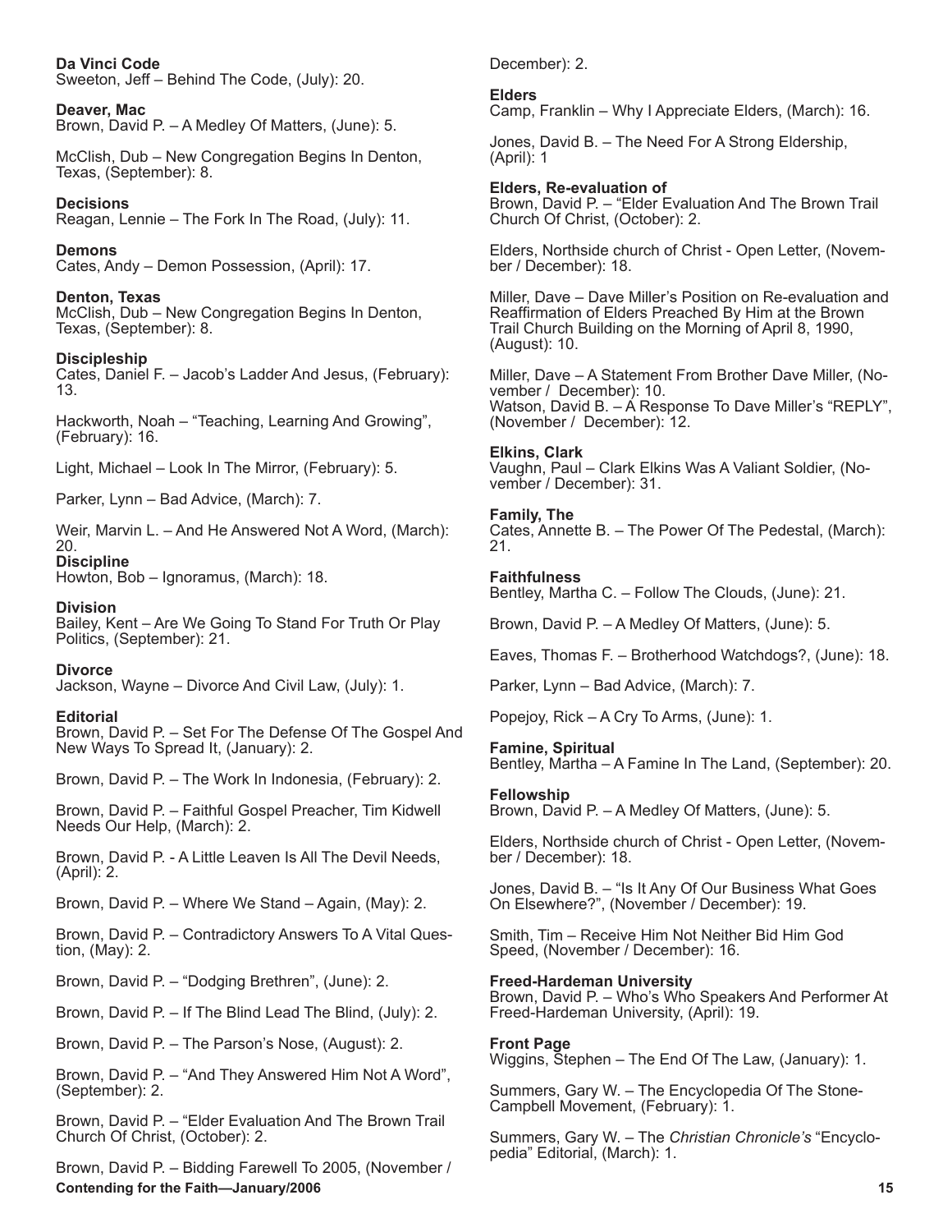**Da Vinci Code**
Sweeton, Jeff – Behind The Code, (July): 20.

**Deaver, Mac**
Brown, David P. – A Medley Of Matters, (June): 5.

McClish, Dub – New Congregation Begins In Denton, Texas, (September): 8.

**Decisions**
Reagan, Lennie – The Fork In The Road, (July): 11.

**Demons**
Cates, Andy – Demon Possession, (April): 17.

**Denton, Texas**
McClish, Dub – New Congregation Begins In Denton, Texas, (September): 8.

**Discipleship**
Cates, Daniel F. – Jacob's Ladder And Jesus, (February): 13.

Hackworth, Noah – "Teaching, Learning And Growing", (February): 16.

Light, Michael – Look In The Mirror, (February): 5.

Parker, Lynn – Bad Advice, (March): 7.

Weir, Marvin L. – And He Answered Not A Word, (March): 20.

**Discipline**
Howton, Bob – Ignoramus, (March): 18.

**Division**
Bailey, Kent – Are We Going To Stand For Truth Or Play Politics, (September): 21.

**Divorce**
Jackson, Wayne – Divorce And Civil Law, (July): 1.

**Editorial**
Brown, David P. – Set For The Defense Of The Gospel And New Ways To Spread It, (January): 2.

Brown, David P. – The Work In Indonesia, (February): 2.

Brown, David P. – Faithful Gospel Preacher, Tim Kidwell Needs Our Help, (March): 2.

Brown, David P. - A Little Leaven Is All The Devil Needs, (April): 2.

Brown, David P. – Where We Stand – Again, (May): 2.

Brown, David P. – Contradictory Answers To A Vital Question, (May): 2.

Brown, David P. – "Dodging Brethren", (June): 2.

Brown, David P. – If The Blind Lead The Blind, (July): 2.

Brown, David P. – The Parson's Nose, (August): 2.

Brown, David P. – "And They Answered Him Not A Word", (September): 2.

Brown, David P. – "Elder Evaluation And The Brown Trail Church Of Christ, (October): 2.

Brown, David P. – Bidding Farewell To 2005, (November / December): 2.

**Elders**
Camp, Franklin – Why I Appreciate Elders, (March): 16.

Jones, David B. – The Need For A Strong Eldership, (April): 1

**Elders, Re-evaluation of**
Brown, David P. – "Elder Evaluation And The Brown Trail Church Of Christ, (October): 2.

Elders, Northside church of Christ - Open Letter, (November / December): 18.

Miller, Dave – Dave Miller's Position on Re-evaluation and Reaffirmation of Elders Preached By Him at the Brown Trail Church Building on the Morning of April 8, 1990, (August): 10.

Miller, Dave – A Statement From Brother Dave Miller, (November / December): 10.
Watson, David B. – A Response To Dave Miller's "REPLY", (November / December): 12.

**Elkins, Clark**
Vaughn, Paul – Clark Elkins Was A Valiant Soldier, (November / December): 31.

**Family, The**
Cates, Annette B. – The Power Of The Pedestal, (March): 21.

**Faithfulness**
Bentley, Martha C. – Follow The Clouds, (June): 21.

Brown, David P. – A Medley Of Matters, (June): 5.

Eaves, Thomas F. – Brotherhood Watchdogs?, (June): 18.

Parker, Lynn – Bad Advice, (March): 7.

Popejoy, Rick – A Cry To Arms, (June): 1.

**Famine, Spiritual**
Bentley, Martha – A Famine In The Land, (September): 20.

**Fellowship**
Brown, David P. – A Medley Of Matters, (June): 5.

Elders, Northside church of Christ - Open Letter, (November / December): 18.

Jones, David B. – "Is It Any Of Our Business What Goes On Elsewhere?", (November / December): 19.

Smith, Tim – Receive Him Not Neither Bid Him God Speed, (November / December): 16.

**Freed-Hardeman University**
Brown, David P. – Who's Who Speakers And Performer At Freed-Hardeman University, (April): 19.

**Front Page**
Wiggins, Stephen – The End Of The Law, (January): 1.

Summers, Gary W. – The Encyclopedia Of The Stone-Campbell Movement, (February): 1.

Summers, Gary W. – The *Christian Chronicle's* "Encyclopedia" Editorial, (March): 1.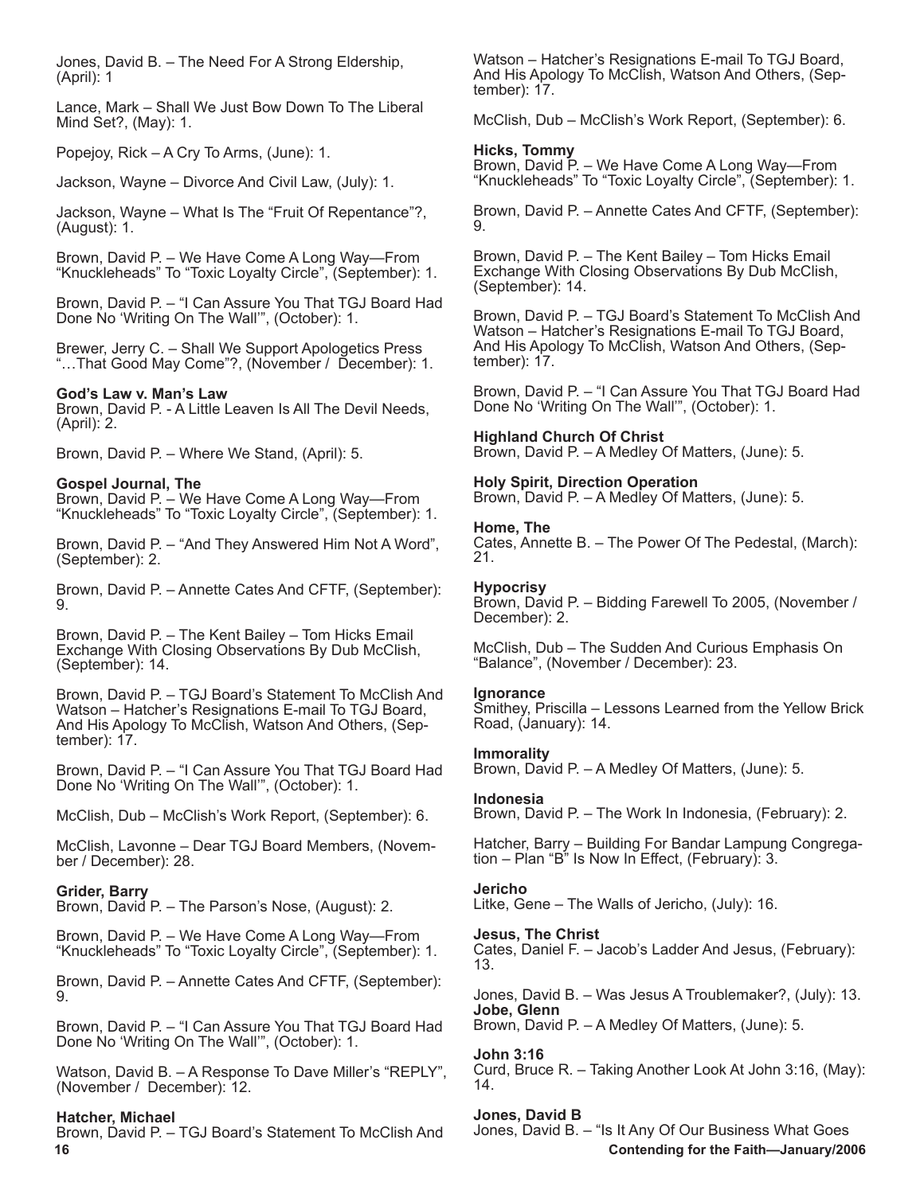Jones, David B. – The Need For A Strong Eldership, (April): 1

Lance, Mark – Shall We Just Bow Down To The Liberal Mind Set?, (May): 1.

Popejoy, Rick – A Cry To Arms, (June): 1.

Jackson, Wayne – Divorce And Civil Law, (July): 1.

Jackson, Wayne – What Is The "Fruit Of Repentance"?, (August): 1.

Brown, David P. – We Have Come A Long Way—From "Knuckleheads" To "Toxic Loyalty Circle", (September): 1.

Brown, David P. – "I Can Assure You That TGJ Board Had Done No 'Writing On The Wall'", (October): 1.

Brewer, Jerry C. – Shall We Support Apologetics Press "…That Good May Come"?, (November / December): 1.

**God's Law v. Man's Law**
Brown, David P. - A Little Leaven Is All The Devil Needs, (April): 2.

Brown, David P. – Where We Stand, (April): 5.

**Gospel Journal, The**
Brown, David P. – We Have Come A Long Way—From "Knuckleheads" To "Toxic Loyalty Circle", (September): 1.

Brown, David P. – "And They Answered Him Not A Word", (September): 2.

Brown, David P. – Annette Cates And CFTF, (September): 9.

Brown, David P. – The Kent Bailey – Tom Hicks Email Exchange With Closing Observations By Dub McClish, (September): 14.

Brown, David P. – TGJ Board's Statement To McClish And Watson – Hatcher's Resignations E-mail To TGJ Board, And His Apology To McClish, Watson And Others, (September): 17.

Brown, David P. – "I Can Assure You That TGJ Board Had Done No 'Writing On The Wall'", (October): 1.

McClish, Dub – McClish's Work Report, (September): 6.

McClish, Lavonne – Dear TGJ Board Members, (November / December): 28.

**Grider, Barry**
Brown, David P. – The Parson's Nose, (August): 2.

Brown, David P. – We Have Come A Long Way—From "Knuckleheads" To "Toxic Loyalty Circle", (September): 1.

Brown, David P. – Annette Cates And CFTF, (September): 9.

Brown, David P. – "I Can Assure You That TGJ Board Had Done No 'Writing On The Wall'", (October): 1.

Watson, David B. – A Response To Dave Miller's "REPLY", (November / December): 12.

**Hatcher, Michael**
Brown, David P. – TGJ Board's Statement To McClish And Watson – Hatcher's Resignations E-mail To TGJ Board, And His Apology To McClish, Watson And Others, (September): 17.

McClish, Dub – McClish's Work Report, (September): 6.

**Hicks, Tommy**
Brown, David P. – We Have Come A Long Way—From "Knuckleheads" To "Toxic Loyalty Circle", (September): 1.

Brown, David P. – Annette Cates And CFTF, (September): 9.

Brown, David P. – The Kent Bailey – Tom Hicks Email Exchange With Closing Observations By Dub McClish, (September): 14.

Brown, David P. – TGJ Board's Statement To McClish And Watson – Hatcher's Resignations E-mail To TGJ Board, And His Apology To McClish, Watson And Others, (September): 17.

Brown, David P. – "I Can Assure You That TGJ Board Had Done No 'Writing On The Wall'", (October): 1.

**Highland Church Of Christ**
Brown, David P. – A Medley Of Matters, (June): 5.

**Holy Spirit, Direction Operation**
Brown, David P. – A Medley Of Matters, (June): 5.

**Home, The**
Cates, Annette B. – The Power Of The Pedestal, (March): 21.

**Hypocrisy**
Brown, David P. – Bidding Farewell To 2005, (November / December): 2.

McClish, Dub – The Sudden And Curious Emphasis On "Balance", (November / December): 23.

**Ignorance**
Smithey, Priscilla – Lessons Learned from the Yellow Brick Road, (January): 14.

**Immorality**
Brown, David P. – A Medley Of Matters, (June): 5.

**Indonesia**
Brown, David P. – The Work In Indonesia, (February): 2.

Hatcher, Barry – Building For Bandar Lampung Congregation – Plan "B" Is Now In Effect, (February): 3.

**Jericho**
Litke, Gene – The Walls of Jericho, (July): 16.

**Jesus, The Christ**
Cates, Daniel F. – Jacob's Ladder And Jesus, (February): 13.

Jones, David B. – Was Jesus A Troublemaker?, (July): 13.

**Jobe, Glenn**
Brown, David P. – A Medley Of Matters, (June): 5.

**John 3:16**
Curd, Bruce R. – Taking Another Look At John 3:16, (May): 14.

**Jones, David B**
Jones, David B. – "Is It Any Of Our Business What Goes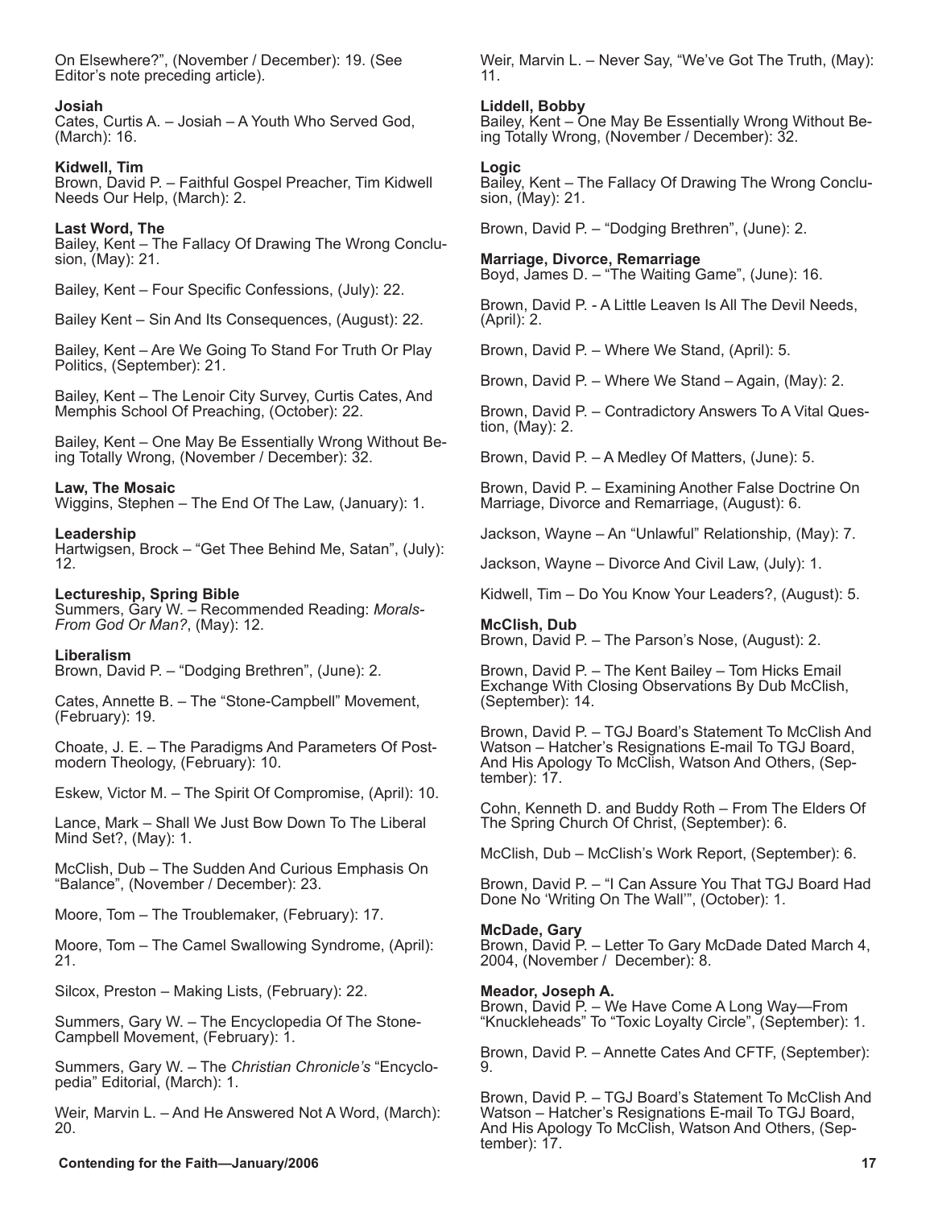On Elsewhere?", (November / December): 19. (See Editor's note preceding article).

**Josiah**
Cates, Curtis A. – Josiah – A Youth Who Served God, (March): 16.

**Kidwell, Tim**
Brown, David P. – Faithful Gospel Preacher, Tim Kidwell Needs Our Help, (March): 2.

**Last Word, The**
Bailey, Kent – The Fallacy Of Drawing The Wrong Conclusion, (May): 21.

Bailey, Kent – Four Specific Confessions, (July): 22.

Bailey Kent – Sin And Its Consequences, (August): 22.

Bailey, Kent – Are We Going To Stand For Truth Or Play Politics, (September): 21.

Bailey, Kent – The Lenoir City Survey, Curtis Cates, And Memphis School Of Preaching, (October): 22.

Bailey, Kent – One May Be Essentially Wrong Without Being Totally Wrong, (November / December): 32.

**Law, The Mosaic**
Wiggins, Stephen – The End Of The Law, (January): 1.

**Leadership**
Hartwigsen, Brock – "Get Thee Behind Me, Satan", (July): 12.

**Lectureship, Spring Bible**
Summers, Gary W. – Recommended Reading: *Morals-From God Or Man?*, (May): 12.

**Liberalism**
Brown, David P. – "Dodging Brethren", (June): 2.

Cates, Annette B. – The "Stone-Campbell" Movement, (February): 19.

Choate, J. E. – The Paradigms And Parameters Of Postmodern Theology, (February): 10.

Eskew, Victor M. – The Spirit Of Compromise, (April): 10.

Lance, Mark – Shall We Just Bow Down To The Liberal Mind Set?, (May): 1.

McClish, Dub – The Sudden And Curious Emphasis On "Balance", (November / December): 23.

Moore, Tom – The Troublemaker, (February): 17.

Moore, Tom – The Camel Swallowing Syndrome, (April): 21.

Silcox, Preston – Making Lists, (February): 22.

Summers, Gary W. – The Encyclopedia Of The Stone-Campbell Movement, (February): 1.

Summers, Gary W. – The *Christian Chronicle's* "Encyclopedia" Editorial, (March): 1.

Weir, Marvin L. – And He Answered Not A Word, (March): 20.

Weir, Marvin L. – Never Say, "We've Got The Truth, (May): 11.

**Liddell, Bobby**
Bailey, Kent – One May Be Essentially Wrong Without Being Totally Wrong, (November / December): 32.

**Logic**
Bailey, Kent – The Fallacy Of Drawing The Wrong Conclusion, (May): 21.

Brown, David P. – "Dodging Brethren", (June): 2.

**Marriage, Divorce, Remarriage**
Boyd, James D. – "The Waiting Game", (June): 16.

Brown, David P. - A Little Leaven Is All The Devil Needs, (April): 2.

Brown, David P. – Where We Stand, (April): 5.

Brown, David P. – Where We Stand – Again, (May): 2.

Brown, David P. – Contradictory Answers To A Vital Question, (May): 2.

Brown, David P. – A Medley Of Matters, (June): 5.

Brown, David P. – Examining Another False Doctrine On Marriage, Divorce and Remarriage, (August): 6.

Jackson, Wayne – An "Unlawful" Relationship, (May): 7.

Jackson, Wayne – Divorce And Civil Law, (July): 1.

Kidwell, Tim – Do You Know Your Leaders?, (August): 5.

**McClish, Dub**
Brown, David P. – The Parson's Nose, (August): 2.

Brown, David P. – The Kent Bailey – Tom Hicks Email Exchange With Closing Observations By Dub McClish, (September): 14.

Brown, David P. – TGJ Board's Statement To McClish And Watson – Hatcher's Resignations E-mail To TGJ Board, And His Apology To McClish, Watson And Others, (September): 17.

Cohn, Kenneth D. and Buddy Roth – From The Elders Of The Spring Church Of Christ, (September): 6.

McClish, Dub – McClish's Work Report, (September): 6.

Brown, David P. – "I Can Assure You That TGJ Board Had Done No 'Writing On The Wall'", (October): 1.

**McDade, Gary**
Brown, David P. – Letter To Gary McDade Dated March 4, 2004, (November / December): 8.

**Meador, Joseph A.**
Brown, David P. – We Have Come A Long Way—From "Knuckleheads" To "Toxic Loyalty Circle", (September): 1.

Brown, David P. – Annette Cates And CFTF, (September): 9.

Brown, David P. – TGJ Board's Statement To McClish And Watson – Hatcher's Resignations E-mail To TGJ Board, And His Apology To McClish, Watson And Others, (September): 17.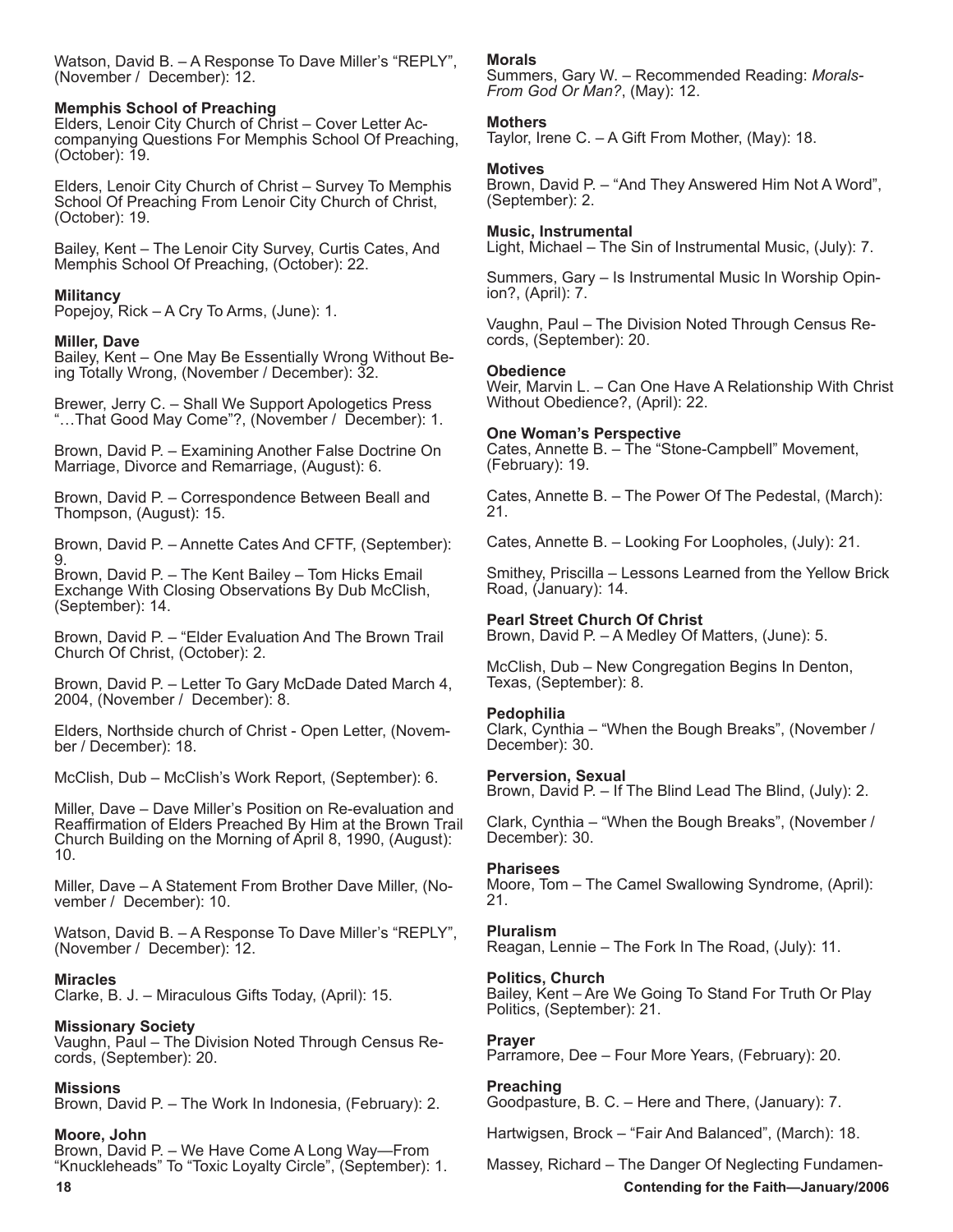Watson, David B. – A Response To Dave Miller's "REPLY", (November / December): 12.

**Memphis School of Preaching**
Elders, Lenoir City Church of Christ – Cover Letter Accompanying Questions For Memphis School Of Preaching, (October): 19.

Elders, Lenoir City Church of Christ – Survey To Memphis School Of Preaching From Lenoir City Church of Christ, (October): 19.

Bailey, Kent – The Lenoir City Survey, Curtis Cates, And Memphis School Of Preaching, (October): 22.

**Militancy**
Popejoy, Rick – A Cry To Arms, (June): 1.

**Miller, Dave**
Bailey, Kent – One May Be Essentially Wrong Without Being Totally Wrong, (November / December): 32.

Brewer, Jerry C. – Shall We Support Apologetics Press "…That Good May Come"?, (November / December): 1.

Brown, David P. – Examining Another False Doctrine On Marriage, Divorce and Remarriage, (August): 6.

Brown, David P. – Correspondence Between Beall and Thompson, (August): 15.

Brown, David P. – Annette Cates And CFTF, (September): 9.

Brown, David P. – The Kent Bailey – Tom Hicks Email Exchange With Closing Observations By Dub McClish, (September): 14.

Brown, David P. – "Elder Evaluation And The Brown Trail Church Of Christ, (October): 2.

Brown, David P. – Letter To Gary McDade Dated March 4, 2004, (November / December): 8.

Elders, Northside church of Christ - Open Letter, (November / December): 18.

McClish, Dub – McClish's Work Report, (September): 6.

Miller, Dave – Dave Miller's Position on Re-evaluation and Reaffirmation of Elders Preached By Him at the Brown Trail Church Building on the Morning of April 8, 1990, (August): 10.

Miller, Dave – A Statement From Brother Dave Miller, (November / December): 10.

Watson, David B. – A Response To Dave Miller's "REPLY", (November / December): 12.

**Miracles**
Clarke, B. J. – Miraculous Gifts Today, (April): 15.

**Missionary Society**
Vaughn, Paul – The Division Noted Through Census Records, (September): 20.

**Missions**
Brown, David P. – The Work In Indonesia, (February): 2.

**Moore, John**
Brown, David P. – We Have Come A Long Way—From "Knuckleheads" To "Toxic Loyalty Circle", (September): 1.

**Morals**
Summers, Gary W. – Recommended Reading: *Morals-From God Or Man?*, (May): 12.

**Mothers**
Taylor, Irene C. – A Gift From Mother, (May): 18.

**Motives**
Brown, David P. – "And They Answered Him Not A Word", (September): 2.

**Music, Instrumental**
Light, Michael – The Sin of Instrumental Music, (July): 7.

Summers, Gary – Is Instrumental Music In Worship Opinion?, (April): 7.

Vaughn, Paul – The Division Noted Through Census Records, (September): 20.

**Obedience**
Weir, Marvin L. – Can One Have A Relationship With Christ Without Obedience?, (April): 22.

**One Woman's Perspective**
Cates, Annette B. – The "Stone-Campbell" Movement, (February): 19.

Cates, Annette B. – The Power Of The Pedestal, (March): 21.

Cates, Annette B. – Looking For Loopholes, (July): 21.

Smithey, Priscilla – Lessons Learned from the Yellow Brick Road, (January): 14.

**Pearl Street Church Of Christ**
Brown, David P. – A Medley Of Matters, (June): 5.

McClish, Dub – New Congregation Begins In Denton, Texas, (September): 8.

**Pedophilia**
Clark, Cynthia – "When the Bough Breaks", (November / December): 30.

**Perversion, Sexual**
Brown, David P. – If The Blind Lead The Blind, (July): 2.

Clark, Cynthia – "When the Bough Breaks", (November / December): 30.

**Pharisees**
Moore, Tom – The Camel Swallowing Syndrome, (April): 21.

**Pluralism**
Reagan, Lennie – The Fork In The Road, (July): 11.

**Politics, Church**
Bailey, Kent – Are We Going To Stand For Truth Or Play Politics, (September): 21.

**Prayer**
Parramore, Dee – Four More Years, (February): 20.

**Preaching**
Goodpasture, B. C. – Here and There, (January): 7.

Hartwigsen, Brock – "Fair And Balanced", (March): 18.

Massey, Richard – The Danger Of Neglecting Fundamen-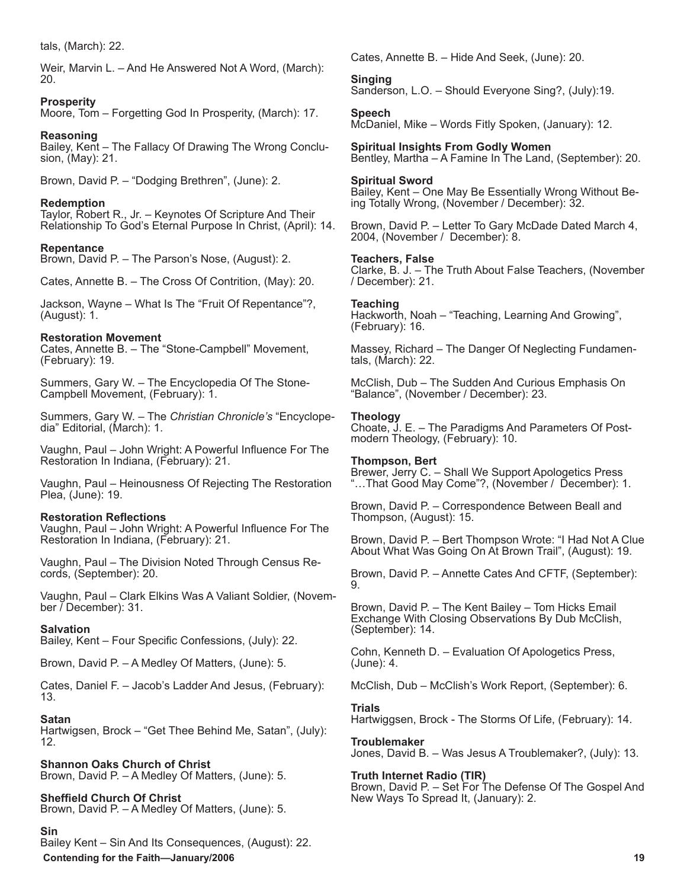tals, (March): 22.

Weir, Marvin L. – And He Answered Not A Word, (March): 20.

**Prosperity**
Moore, Tom – Forgetting God In Prosperity, (March): 17.

**Reasoning**
Bailey, Kent – The Fallacy Of Drawing The Wrong Conclusion, (May): 21.

Brown, David P. – "Dodging Brethren", (June): 2.

**Redemption**
Taylor, Robert R., Jr. – Keynotes Of Scripture And Their Relationship To God's Eternal Purpose In Christ, (April): 14.

**Repentance**
Brown, David P. – The Parson's Nose, (August): 2.

Cates, Annette B. – The Cross Of Contrition, (May): 20.

Jackson, Wayne – What Is The "Fruit Of Repentance"?, (August): 1.

**Restoration Movement**
Cates, Annette B. – The "Stone-Campbell" Movement, (February): 19.

Summers, Gary W. – The Encyclopedia Of The Stone-Campbell Movement, (February): 1.

Summers, Gary W. – The *Christian Chronicle's* "Encyclopedia" Editorial, (March): 1.

Vaughn, Paul – John Wright: A Powerful Influence For The Restoration In Indiana, (February): 21.

Vaughn, Paul – Heinousness Of Rejecting The Restoration Plea, (June): 19.

**Restoration Reflections**
Vaughn, Paul – John Wright: A Powerful Influence For The Restoration In Indiana, (February): 21.

Vaughn, Paul – The Division Noted Through Census Records, (September): 20.

Vaughn, Paul – Clark Elkins Was A Valiant Soldier, (November / December): 31.

**Salvation**
Bailey, Kent – Four Specific Confessions, (July): 22.

Brown, David P. – A Medley Of Matters, (June): 5.

Cates, Daniel F. – Jacob's Ladder And Jesus, (February): 13.

**Satan**
Hartwigsen, Brock – "Get Thee Behind Me, Satan", (July): 12.

**Shannon Oaks Church of Christ**
Brown, David P. – A Medley Of Matters, (June): 5.

**Sheffield Church Of Christ**
Brown, David P. – A Medley Of Matters, (June): 5.

**Sin**
Bailey Kent – Sin And Its Consequences, (August): 22.

Cates, Annette B. – Hide And Seek, (June): 20.

**Singing**
Sanderson, L.O. – Should Everyone Sing?, (July):19.

**Speech**
McDaniel, Mike – Words Fitly Spoken, (January): 12.

**Spiritual Insights From Godly Women**
Bentley, Martha – A Famine In The Land, (September): 20.

**Spiritual Sword**
Bailey, Kent – One May Be Essentially Wrong Without Being Totally Wrong, (November / December): 32.

Brown, David P. – Letter To Gary McDade Dated March 4, 2004, (November / December): 8.

**Teachers, False**
Clarke, B. J. – The Truth About False Teachers, (November / December): 21.

**Teaching**
Hackworth, Noah – "Teaching, Learning And Growing", (February): 16.

Massey, Richard – The Danger Of Neglecting Fundamentals, (March): 22.

McClish, Dub – The Sudden And Curious Emphasis On "Balance", (November / December): 23.

**Theology**
Choate, J. E. – The Paradigms And Parameters Of Postmodern Theology, (February): 10.

**Thompson, Bert**
Brewer, Jerry C. – Shall We Support Apologetics Press "…That Good May Come"?, (November / December): 1.

Brown, David P. – Correspondence Between Beall and Thompson, (August): 15.

Brown, David P. – Bert Thompson Wrote: "I Had Not A Clue About What Was Going On At Brown Trail", (August): 19.

Brown, David P. – Annette Cates And CFTF, (September): 9.

Brown, David P. – The Kent Bailey – Tom Hicks Email Exchange With Closing Observations By Dub McClish, (September): 14.

Cohn, Kenneth D. – Evaluation Of Apologetics Press, (June): 4.

McClish, Dub – McClish's Work Report, (September): 6.

**Trials**
Hartwiggsen, Brock - The Storms Of Life, (February): 14.

**Troublemaker**
Jones, David B. – Was Jesus A Troublemaker?, (July): 13.

**Truth Internet Radio (TIR)**
Brown, David P. – Set For The Defense Of The Gospel And New Ways To Spread It, (January): 2.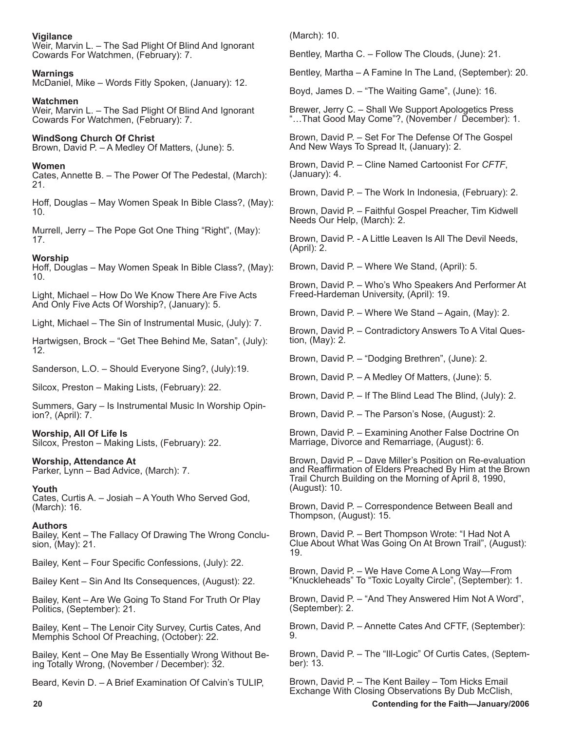**Vigilance**
Weir, Marvin L. – The Sad Plight Of Blind And Ignorant Cowards For Watchmen, (February): 7.

**Warnings**
McDaniel, Mike – Words Fitly Spoken, (January): 12.

**Watchmen**
Weir, Marvin L. – The Sad Plight Of Blind And Ignorant Cowards For Watchmen, (February): 7.

**WindSong Church Of Christ**
Brown, David P. – A Medley Of Matters, (June): 5.

**Women**
Cates, Annette B. – The Power Of The Pedestal, (March): 21.

Hoff, Douglas – May Women Speak In Bible Class?, (May): 10.

Murrell, Jerry – The Pope Got One Thing “Right”, (May): 17.

**Worship**
Hoff, Douglas – May Women Speak In Bible Class?, (May): 10.

Light, Michael – How Do We Know There Are Five Acts And Only Five Acts Of Worship?, (January): 5.

Light, Michael – The Sin of Instrumental Music, (July): 7.

Hartwigsen, Brock – “Get Thee Behind Me, Satan”, (July): 12.

Sanderson, L.O. – Should Everyone Sing?, (July):19.

Silcox, Preston – Making Lists, (February): 22.

Summers, Gary – Is Instrumental Music In Worship Opinion?, (April): 7.

**Worship, All Of Life Is**
Silcox, Preston – Making Lists, (February): 22.

**Worship, Attendance At**
Parker, Lynn – Bad Advice, (March): 7.

**Youth**
Cates, Curtis A. – Josiah – A Youth Who Served God, (March): 16.

**Authors**
Bailey, Kent – The Fallacy Of Drawing The Wrong Conclusion, (May): 21.

Bailey, Kent – Four Specific Confessions, (July): 22.

Bailey Kent – Sin And Its Consequences, (August): 22.

Bailey, Kent – Are We Going To Stand For Truth Or Play Politics, (September): 21.

Bailey, Kent – The Lenoir City Survey, Curtis Cates, And Memphis School Of Preaching, (October): 22.

Bailey, Kent – One May Be Essentially Wrong Without Being Totally Wrong, (November / December): 32.

Beard, Kevin D. – A Brief Examination Of Calvin’s TULIP, (March): 10.

Bentley, Martha C. – Follow The Clouds, (June): 21.

Bentley, Martha – A Famine In The Land, (September): 20.

Boyd, James D. – “The Waiting Game”, (June): 16.

Brewer, Jerry C. – Shall We Support Apologetics Press “…That Good May Come”?, (November / December): 1.

Brown, David P. – Set For The Defense Of The Gospel And New Ways To Spread It, (January): 2.

Brown, David P. – Cline Named Cartoonist For *CFTF*, (January): 4.

Brown, David P. – The Work In Indonesia, (February): 2.

Brown, David P. – Faithful Gospel Preacher, Tim Kidwell Needs Our Help, (March): 2.

Brown, David P. - A Little Leaven Is All The Devil Needs, (April): 2.

Brown, David P. – Where We Stand, (April): 5.

Brown, David P. – Who’s Who Speakers And Performer At Freed-Hardeman University, (April): 19.

Brown, David P. – Where We Stand – Again, (May): 2.

Brown, David P. – Contradictory Answers To A Vital Question, (May): 2.

Brown, David P. – “Dodging Brethren”, (June): 2.

Brown, David P. – A Medley Of Matters, (June): 5.

Brown, David P. – If The Blind Lead The Blind, (July): 2.

Brown, David P. – The Parson’s Nose, (August): 2.

Brown, David P. – Examining Another False Doctrine On Marriage, Divorce and Remarriage, (August): 6.

Brown, David P. – Dave Miller’s Position on Re-evaluation and Reaffirmation of Elders Preached By Him at the Brown Trail Church Building on the Morning of April 8, 1990, (August): 10.

Brown, David P. – Correspondence Between Beall and Thompson, (August): 15.

Brown, David P. – Bert Thompson Wrote: “I Had Not A Clue About What Was Going On At Brown Trail”, (August): 19.

Brown, David P. – We Have Come A Long Way—From “Knuckleheads” To “Toxic Loyalty Circle”, (September): 1.

Brown, David P. – “And They Answered Him Not A Word”, (September): 2.

Brown, David P. – Annette Cates And CFTF, (September): 9.

Brown, David P. – The “Ill-Logic” Of Curtis Cates, (September): 13.

Brown, David P. – The Kent Bailey – Tom Hicks Email Exchange With Closing Observations By Dub McClish,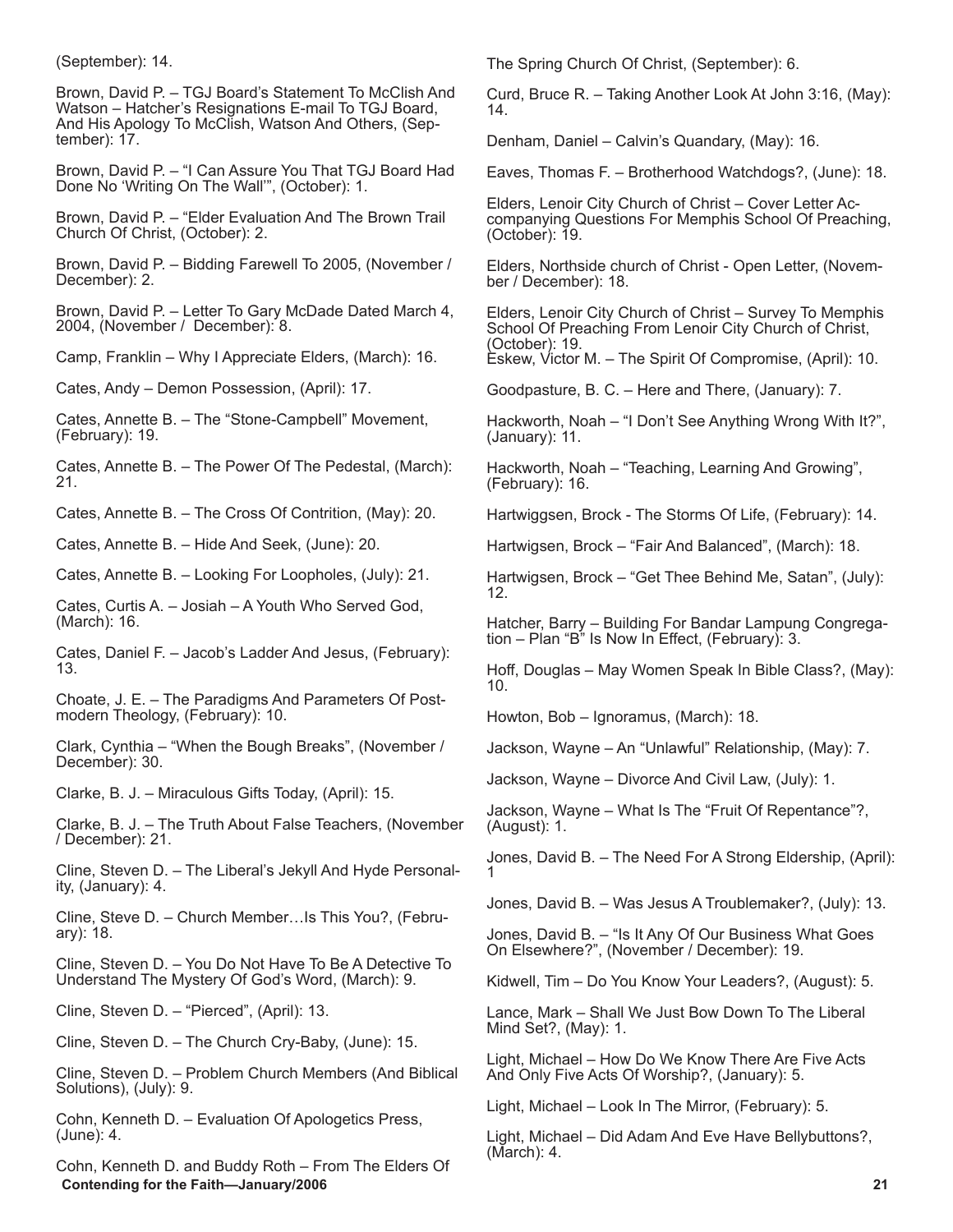(September): 14.

Brown, David P. – TGJ Board's Statement To McClish And Watson – Hatcher's Resignations E-mail To TGJ Board, And His Apology To McClish, Watson And Others, (September): 17.

Brown, David P. – "I Can Assure You That TGJ Board Had Done No 'Writing On The Wall'", (October): 1.

Brown, David P. – "Elder Evaluation And The Brown Trail Church Of Christ, (October): 2.

Brown, David P. – Bidding Farewell To 2005, (November / December): 2.

Brown, David P. – Letter To Gary McDade Dated March 4, 2004, (November / December): 8.

Camp, Franklin – Why I Appreciate Elders, (March): 16.

Cates, Andy – Demon Possession, (April): 17.

Cates, Annette B. – The "Stone-Campbell" Movement, (February): 19.

Cates, Annette B. – The Power Of The Pedestal, (March): 21.

Cates, Annette B. – The Cross Of Contrition, (May): 20.

Cates, Annette B. – Hide And Seek, (June): 20.

Cates, Annette B. – Looking For Loopholes, (July): 21.

Cates, Curtis A. – Josiah – A Youth Who Served God, (March): 16.

Cates, Daniel F. – Jacob's Ladder And Jesus, (February): 13.

Choate, J. E. – The Paradigms And Parameters Of Postmodern Theology, (February): 10.

Clark, Cynthia – "When the Bough Breaks", (November / December): 30.

Clarke, B. J. – Miraculous Gifts Today, (April): 15.

Clarke, B. J. – The Truth About False Teachers, (November / December): 21.

Cline, Steven D. – The Liberal's Jekyll And Hyde Personality, (January): 4.

Cline, Steve D. – Church Member…Is This You?, (February): 18.

Cline, Steven D. – You Do Not Have To Be A Detective To Understand The Mystery Of God's Word, (March): 9.

Cline, Steven D. – "Pierced", (April): 13.

Cline, Steven D. – The Church Cry-Baby, (June): 15.

Cline, Steven D. – Problem Church Members (And Biblical Solutions), (July): 9.

Cohn, Kenneth D. – Evaluation Of Apologetics Press, (June): 4.

Cohn, Kenneth D. and Buddy Roth – From The Elders Of The Spring Church Of Christ, (September): 6.

Curd, Bruce R. – Taking Another Look At John 3:16, (May): 14.

Denham, Daniel – Calvin's Quandary, (May): 16.

Eaves, Thomas F. – Brotherhood Watchdogs?, (June): 18.

Elders, Lenoir City Church of Christ – Cover Letter Accompanying Questions For Memphis School Of Preaching, (October): 19.

Elders, Northside church of Christ - Open Letter, (November / December): 18.

Elders, Lenoir City Church of Christ – Survey To Memphis School Of Preaching From Lenoir City Church of Christ, (October): 19.

Eskew, Victor M. – The Spirit Of Compromise, (April): 10.

Goodpasture, B. C. – Here and There, (January): 7.

Hackworth, Noah – "I Don't See Anything Wrong With It?", (January): 11.

Hackworth, Noah – "Teaching, Learning And Growing", (February): 16.

Hartwiggsen, Brock - The Storms Of Life, (February): 14.

Hartwigsen, Brock – "Fair And Balanced", (March): 18.

Hartwigsen, Brock – "Get Thee Behind Me, Satan", (July): 12.

Hatcher, Barry – Building For Bandar Lampung Congregation – Plan "B" Is Now In Effect, (February): 3.

Hoff, Douglas – May Women Speak In Bible Class?, (May): 10.

Howton, Bob – Ignoramus, (March): 18.

Jackson, Wayne – An "Unlawful" Relationship, (May): 7.

Jackson, Wayne – Divorce And Civil Law, (July): 1.

Jackson, Wayne – What Is The "Fruit Of Repentance"?, (August): 1.

Jones, David B. – The Need For A Strong Eldership, (April): 1

Jones, David B. – Was Jesus A Troublemaker?, (July): 13.

Jones, David B. – "Is It Any Of Our Business What Goes On Elsewhere?", (November / December): 19.

Kidwell, Tim – Do You Know Your Leaders?, (August): 5.

Lance, Mark – Shall We Just Bow Down To The Liberal Mind Set?, (May): 1.

Light, Michael – How Do We Know There Are Five Acts And Only Five Acts Of Worship?, (January): 5.

Light, Michael – Look In The Mirror, (February): 5.

Light, Michael – Did Adam And Eve Have Bellybuttons?, (March): 4.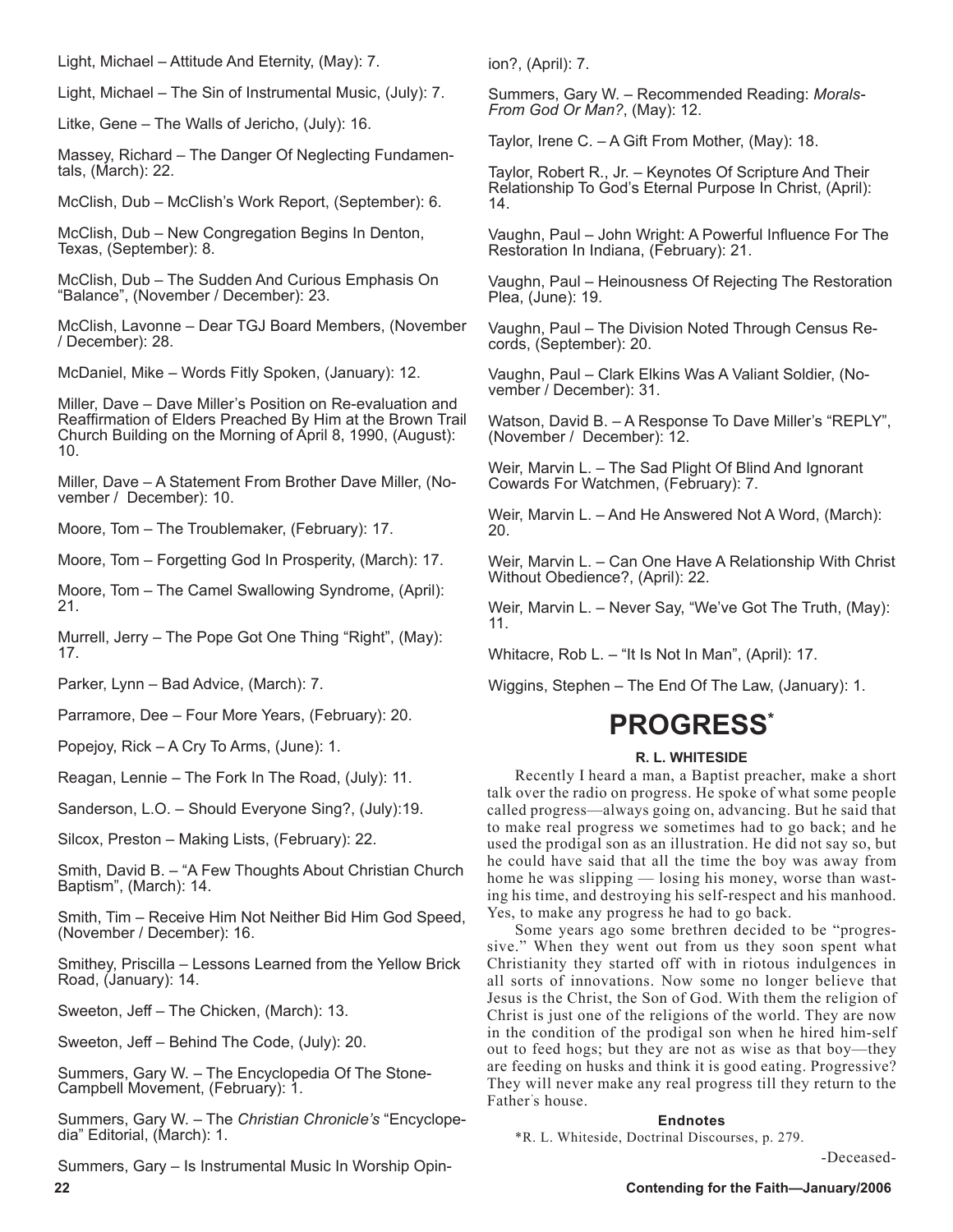Light, Michael – Attitude And Eternity, (May): 7.

Light, Michael – The Sin of Instrumental Music, (July): 7.

Litke, Gene – The Walls of Jericho, (July): 16.

Massey, Richard – The Danger Of Neglecting Fundamentals, (March): 22.

McClish, Dub – McClish's Work Report, (September): 6.

McClish, Dub – New Congregation Begins In Denton, Texas, (September): 8.

McClish, Dub – The Sudden And Curious Emphasis On "Balance", (November / December): 23.

McClish, Lavonne – Dear TGJ Board Members, (November / December): 28.

McDaniel, Mike – Words Fitly Spoken, (January): 12.

Miller, Dave – Dave Miller's Position on Re-evaluation and Reaffirmation of Elders Preached By Him at the Brown Trail Church Building on the Morning of April 8, 1990, (August): 10.

Miller, Dave – A Statement From Brother Dave Miller, (November / December): 10.

Moore, Tom – The Troublemaker, (February): 17.

Moore, Tom – Forgetting God In Prosperity, (March): 17.

Moore, Tom – The Camel Swallowing Syndrome, (April): 21.

Murrell, Jerry – The Pope Got One Thing "Right", (May): 17.

Parker, Lynn – Bad Advice, (March): 7.

Parramore, Dee – Four More Years, (February): 20.

Popejoy, Rick – A Cry To Arms, (June): 1.

Reagan, Lennie – The Fork In The Road, (July): 11.

Sanderson, L.O. – Should Everyone Sing?, (July):19.

Silcox, Preston – Making Lists, (February): 22.

Smith, David B. – "A Few Thoughts About Christian Church Baptism", (March): 14.

Smith, Tim – Receive Him Not Neither Bid Him God Speed, (November / December): 16.

Smithey, Priscilla – Lessons Learned from the Yellow Brick Road, (January): 14.

Sweeton, Jeff – The Chicken, (March): 13.

Sweeton, Jeff – Behind The Code, (July): 20.

Summers, Gary W. – The Encyclopedia Of The Stone-Campbell Movement, (February): 1.

Summers, Gary W. – The *Christian Chronicle's* "Encyclopedia" Editorial, (March): 1.

Summers, Gary – Is Instrumental Music In Worship Opinion?, (April): 7.

Summers, Gary W. – Recommended Reading: *Morals-From God Or Man?*, (May): 12.

Taylor, Irene C. – A Gift From Mother, (May): 18.

Taylor, Robert R., Jr. – Keynotes Of Scripture And Their Relationship To God's Eternal Purpose In Christ, (April): 14.

Vaughn, Paul – John Wright: A Powerful Influence For The Restoration In Indiana, (February): 21.

Vaughn, Paul – Heinousness Of Rejecting The Restoration Plea, (June): 19.

Vaughn, Paul – The Division Noted Through Census Records, (September): 20.

Vaughn, Paul – Clark Elkins Was A Valiant Soldier, (November / December): 31.

Watson, David B. – A Response To Dave Miller's "REPLY", (November / December): 12.

Weir, Marvin L. – The Sad Plight Of Blind And Ignorant Cowards For Watchmen, (February): 7.

Weir, Marvin L. – And He Answered Not A Word, (March): 20.

Weir, Marvin L. – Can One Have A Relationship With Christ Without Obedience?, (April): 22.

Weir, Marvin L. – Never Say, "We've Got The Truth, (May): 11.

Whitacre, Rob L. – "It Is Not In Man", (April): 17.

Wiggins, Stephen – The End Of The Law, (January): 1.

# PROGRESS*

**R. L. WHITESIDE**

Recently I heard a man, a Baptist preacher, make a short talk over the radio on progress. He spoke of what some people called progress—always going on, advancing. But he said that to make real progress we sometimes had to go back; and he used the prodigal son as an illustration. He did not say so, but he could have said that all the time the boy was away from home he was slipping — losing his money, worse than wasting his time, and destroying his self-respect and his manhood. Yes, to make any progress he had to go back.

Some years ago some brethren decided to be "progressive." When they went out from us they soon spent what Christianity they started off with in riotous indulgences in all sorts of innovations. Now some no longer believe that Jesus is the Christ, the Son of God. With them the religion of Christ is just one of the religions of the world. They are now in the condition of the prodigal son when he hired him-self out to feed hogs; but they are not as wise as that boy—they are feeding on husks and think it is good eating. Progressive? They will never make any real progress till they return to the Father's house.

**Endnotes**

*R. L. Whiteside, Doctrinal Discourses, p. 279.

-Deceased-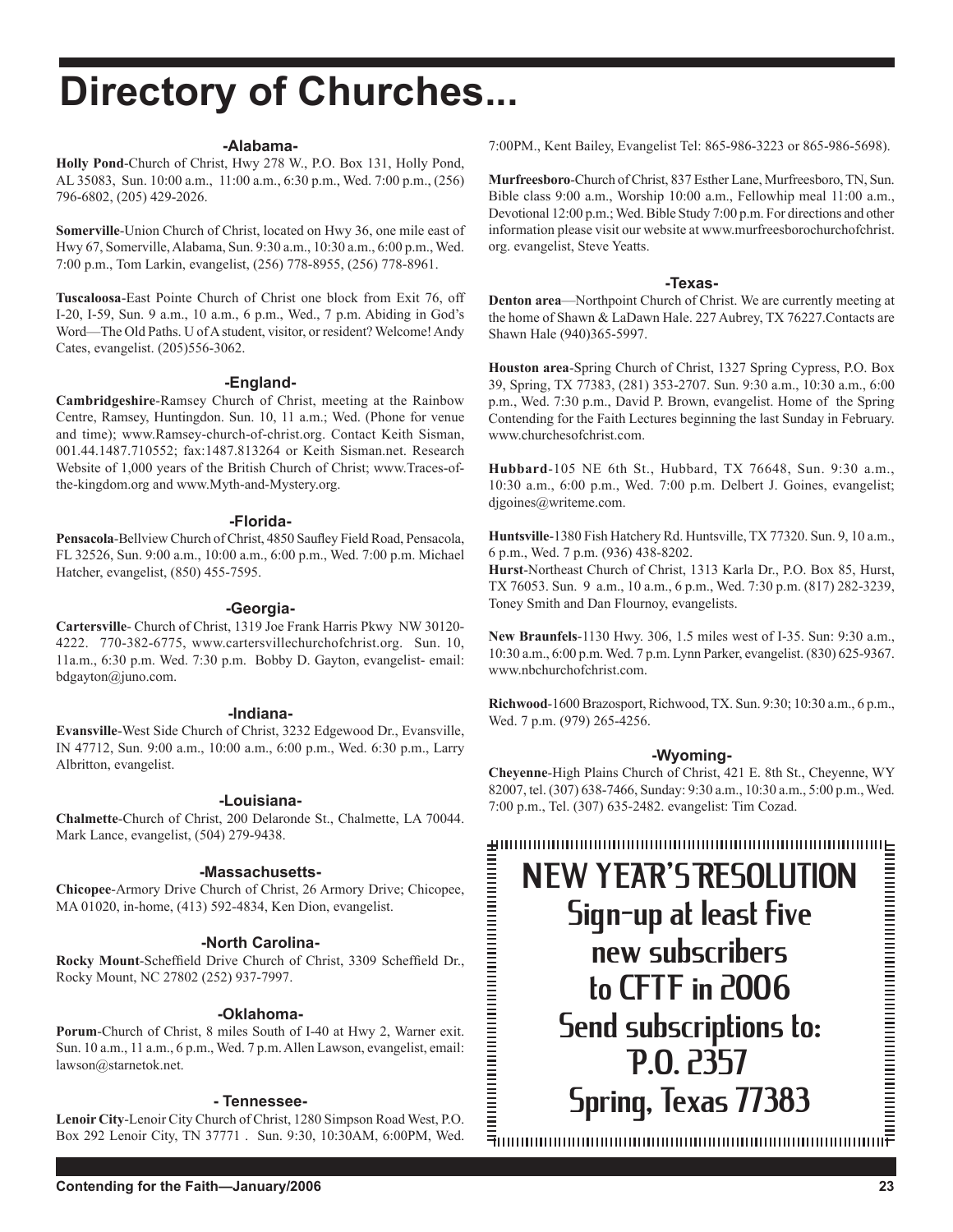# Directory of Churches...

## -Alabama-

**Holly Pond**-Church of Christ, Hwy 278 W., P.O. Box 131, Holly Pond, AL 35083, Sun. 10:00 a.m., 11:00 a.m., 6:30 p.m., Wed. 7:00 p.m., (256) 796-6802, (205) 429-2026.

**Somerville**-Union Church of Christ, located on Hwy 36, one mile east of Hwy 67, Somerville, Alabama, Sun. 9:30 a.m., 10:30 a.m., 6:00 p.m., Wed. 7:00 p.m., Tom Larkin, evangelist, (256) 778-8955, (256) 778-8961.

**Tuscaloosa**-East Pointe Church of Christ one block from Exit 76, off I-20, I-59, Sun. 9 a.m., 10 a.m., 6 p.m., Wed., 7 p.m. Abiding in God's Word—The Old Paths. U of A student, visitor, or resident? Welcome! Andy Cates, evangelist. (205)556-3062.

## -England-

**Cambridgeshire**-Ramsey Church of Christ, meeting at the Rainbow Centre, Ramsey, Huntingdon. Sun. 10, 11 a.m.; Wed. (Phone for venue and time); www.Ramsey-church-of-christ.org. Contact Keith Sisman, 001.44.1487.710552; fax:1487.813264 or Keith Sisman.net. Research Website of 1,000 years of the British Church of Christ; www.Traces-of-the-kingdom.org and www.Myth-and-Mystery.org.

## -Florida-

**Pensacola**-Bellview Church of Christ, 4850 Saufley Field Road, Pensacola, FL 32526, Sun. 9:00 a.m., 10:00 a.m., 6:00 p.m., Wed. 7:00 p.m. Michael Hatcher, evangelist, (850) 455-7595.

## -Georgia-

**Cartersville**- Church of Christ, 1319 Joe Frank Harris Pkwy NW 30120-4222. 770-382-6775, www.cartersvillechurchofchrist.org. Sun. 10, 11a.m., 6:30 p.m. Wed. 7:30 p.m. Bobby D. Gayton, evangelist- email: bdgayton@juno.com.

## -Indiana-

**Evansville**-West Side Church of Christ, 3232 Edgewood Dr., Evansville, IN 47712, Sun. 9:00 a.m., 10:00 a.m., 6:00 p.m., Wed. 6:30 p.m., Larry Albritton, evangelist.

## -Louisiana-

**Chalmette**-Church of Christ, 200 Delaronde St., Chalmette, LA 70044. Mark Lance, evangelist, (504) 279-9438.

## -Massachusetts-

**Chicopee**-Armory Drive Church of Christ, 26 Armory Drive; Chicopee, MA 01020, in-home, (413) 592-4834, Ken Dion, evangelist.

## -North Carolina-

**Rocky Mount**-Scheffield Drive Church of Christ, 3309 Scheffield Dr., Rocky Mount, NC 27802 (252) 937-7997.

## -Oklahoma-

**Porum**-Church of Christ, 8 miles South of I-40 at Hwy 2, Warner exit. Sun. 10 a.m., 11 a.m., 6 p.m., Wed. 7 p.m. Allen Lawson, evangelist, email: lawson@starnetok.net.

## - Tennessee-

**Lenoir City**-Lenoir City Church of Christ, 1280 Simpson Road West, P.O. Box 292 Lenoir City, TN 37771 . Sun. 9:30, 10:30AM, 6:00PM, Wed. 7:00PM., Kent Bailey, Evangelist Tel: 865-986-3223 or 865-986-5698).

**Murfreesboro**-Church of Christ, 837 Esther Lane, Murfreesboro, TN, Sun. Bible class 9:00 a.m., Worship 10:00 a.m., Fellowhip meal 11:00 a.m., Devotional 12:00 p.m.; Wed. Bible Study 7:00 p.m. For directions and other information please visit our website at www.murfreesborochurchofchrist.org. evangelist, Steve Yeatts.

## -Texas-

**Denton area**—Northpoint Church of Christ. We are currently meeting at the home of Shawn & LaDawn Hale. 227 Aubrey, TX 76227.Contacts are Shawn Hale (940)365-5997.

**Houston area**-Spring Church of Christ, 1327 Spring Cypress, P.O. Box 39, Spring, TX 77383, (281) 353-2707. Sun. 9:30 a.m., 10:30 a.m., 6:00 p.m., Wed. 7:30 p.m., David P. Brown, evangelist. Home of the Spring Contending for the Faith Lectures beginning the last Sunday in February. www.churchesofchrist.com.

**Hubbard**-105 NE 6th St., Hubbard, TX 76648, Sun. 9:30 a.m., 10:30 a.m., 6:00 p.m., Wed. 7:00 p.m. Delbert J. Goines, evangelist; djgoines@writeme.com.

**Huntsville**-1380 Fish Hatchery Rd. Huntsville, TX 77320. Sun. 9, 10 a.m., 6 p.m., Wed. 7 p.m. (936) 438-8202.

**Hurst**-Northeast Church of Christ, 1313 Karla Dr., P.O. Box 85, Hurst, TX 76053. Sun. 9 a.m., 10 a.m., 6 p.m., Wed. 7:30 p.m. (817) 282-3239, Toney Smith and Dan Flournoy, evangelists.

**New Braunfels**-1130 Hwy. 306, 1.5 miles west of I-35. Sun: 9:30 a.m., 10:30 a.m., 6:00 p.m. Wed. 7 p.m. Lynn Parker, evangelist. (830) 625-9367. www.nbchurchofchrist.com.

**Richwood**-1600 Brazosport, Richwood, TX. Sun. 9:30; 10:30 a.m., 6 p.m., Wed. 7 p.m. (979) 265-4256.

## -Wyoming-

**Cheyenne**-High Plains Church of Christ, 421 E. 8th St., Cheyenne, WY 82007, tel. (307) 638-7466, Sunday: 9:30 a.m., 10:30 a.m., 5:00 p.m., Wed. 7:00 p.m., Tel. (307) 635-2482. evangelist: Tim Cozad.

**NEW YEAR'S RESOLUTION**
Sign-up at least five new subscribers to CFTF in 2006
Send subscriptions to:
P.O. 2357
Spring, Texas 77383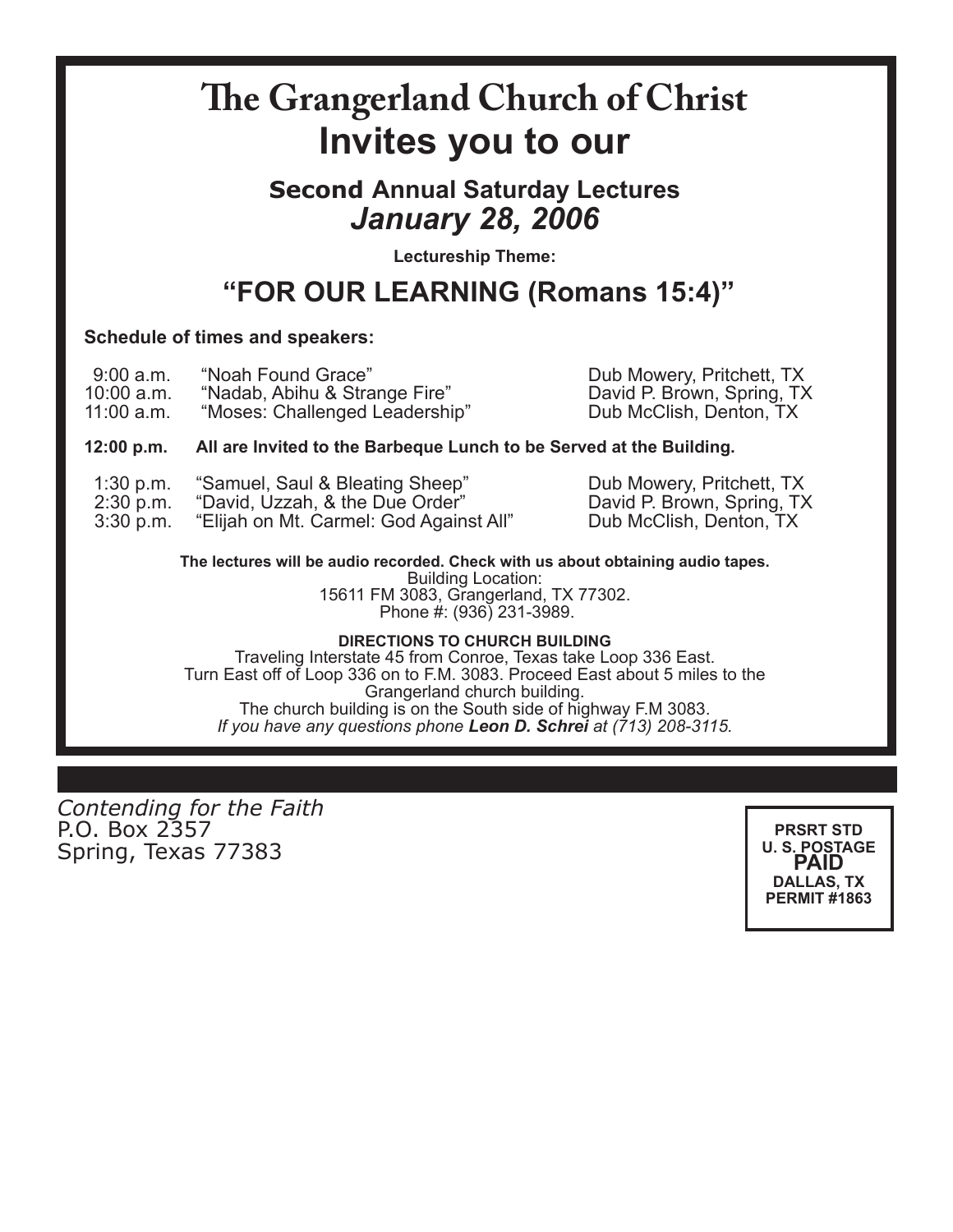# The Grangerland Church of Christ
# Invites you to our

## Second Annual Saturday Lectures
## *January 28, 2006*

**Lectureship Theme:**

## "FOR OUR LEARNING (Romans 15:4)"

**Schedule of times and speakers:**

| | | |
|---|---|---|
| 9:00 a.m. | "Noah Found Grace" | Dub Mowery, Pritchett, TX |
| 10:00 a.m. | "Nadab, Abihu & Strange Fire" | David P. Brown, Spring, TX |
| 11:00 a.m. | "Moses: Challenged Leadership" | Dub McClish, Denton, TX |

**12:00 p.m. All are Invited to the Barbeque Lunch to be Served at the Building.**

| | | |
|---|---|---|
| 1:30 p.m. | "Samuel, Saul & Bleating Sheep" | Dub Mowery, Pritchett, TX |
| 2:30 p.m. | "David, Uzzah, & the Due Order" | David P. Brown, Spring, TX |
| 3:30 p.m. | "Elijah on Mt. Carmel: God Against All" | Dub McClish, Denton, TX |

**The lectures will be audio recorded. Check with us about obtaining audio tapes.**

Building Location:
15611 FM 3083, Grangerland, TX 77302.
Phone #: (936) 231-3989.

**DIRECTIONS TO CHURCH BUILDING**

Traveling Interstate 45 from Conroe, Texas take Loop 336 East.
Turn East off of Loop 336 on to F.M. 3083. Proceed East about 5 miles to the Grangerland church building.
The church building is on the South side of highway F.M 3083.
*If you have any questions phone **Leon D. Schrei** at (713) 208-3115.*

*Contending for the Faith*
P.O. Box 2357
Spring, Texas 77383

PRSRT STD
U. S. POSTAGE
**PAID**
DALLAS, TX
PERMIT #1863